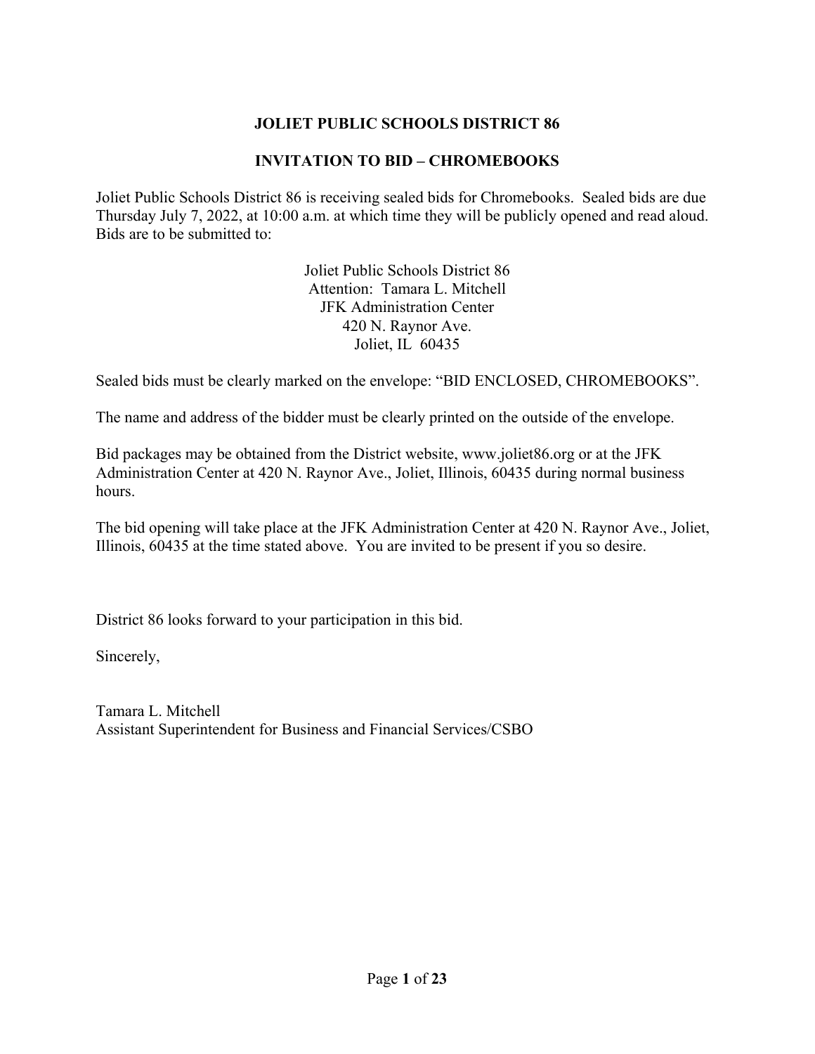# JOLIET PUBLIC SCHOOLS DISTRICT 86

## INVITATION TO BID – CHROMEBOOKS

Joliet Public Schools District 86 is receiving sealed bids for Chromebooks. Sealed bids are due Thursday July 7, 2022, at 10:00 a.m. at which time they will be publicly opened and read aloud. Bids are to be submitted to:

Joliet Public Schools District 86  
Attention: Tamara L. Mitchell  
JFK Administration Center  
420 N. Raynor Ave.  
Joliet, IL 60435

Sealed bids must be clearly marked on the envelope: "BID ENCLOSED, CHROMEBOOKS".

The name and address of the bidder must be clearly printed on the outside of the envelope.

Bid packages may be obtained from the District website, www.joliet86.org or at the JFK Administration Center at 420 N. Raynor Ave., Joliet, Illinois, 60435 during normal business hours.

The bid opening will take place at the JFK Administration Center at 420 N. Raynor Ave., Joliet, Illinois, 60435 at the time stated above. You are invited to be present if you so desire.

District 86 looks forward to your participation in this bid.

Sincerely,

Tamara L. Mitchell  
Assistant Superintendent for Business and Financial Services/CSBO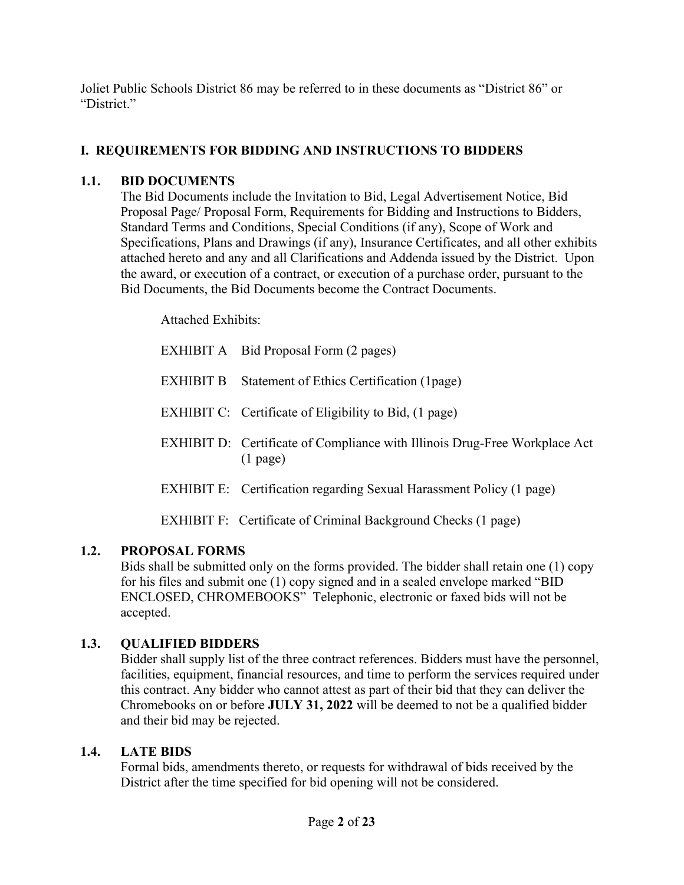Joliet Public Schools District 86 may be referred to in these documents as "District 86" or "District."

## I. REQUIREMENTS FOR BIDDING AND INSTRUCTIONS TO BIDDERS

### 1.1. BID DOCUMENTS

The Bid Documents include the Invitation to Bid, Legal Advertisement Notice, Bid Proposal Page/ Proposal Form, Requirements for Bidding and Instructions to Bidders, Standard Terms and Conditions, Special Conditions (if any), Scope of Work and Specifications, Plans and Drawings (if any), Insurance Certificates, and all other exhibits attached hereto and any and all Clarifications and Addenda issued by the District. Upon the award, or execution of a contract, or execution of a purchase order, pursuant to the Bid Documents, the Bid Documents become the Contract Documents.

Attached Exhibits:

EXHIBIT A Bid Proposal Form (2 pages)

EXHIBIT B Statement of Ethics Certification (1page)

EXHIBIT C: Certificate of Eligibility to Bid, (1 page)

EXHIBIT D: Certificate of Compliance with Illinois Drug-Free Workplace Act (1 page)

EXHIBIT E: Certification regarding Sexual Harassment Policy (1 page)

EXHIBIT F: Certificate of Criminal Background Checks (1 page)

### 1.2. PROPOSAL FORMS

Bids shall be submitted only on the forms provided. The bidder shall retain one (1) copy for his files and submit one (1) copy signed and in a sealed envelope marked "BID ENCLOSED, CHROMEBOOKS" Telephonic, electronic or faxed bids will not be accepted.

### 1.3. QUALIFIED BIDDERS

Bidder shall supply list of the three contract references. Bidders must have the personnel, facilities, equipment, financial resources, and time to perform the services required under this contract. Any bidder who cannot attest as part of their bid that they can deliver the Chromebooks on or before **JULY 31, 2022** will be deemed to not be a qualified bidder and their bid may be rejected.

### 1.4. LATE BIDS

Formal bids, amendments thereto, or requests for withdrawal of bids received by the District after the time specified for bid opening will not be considered.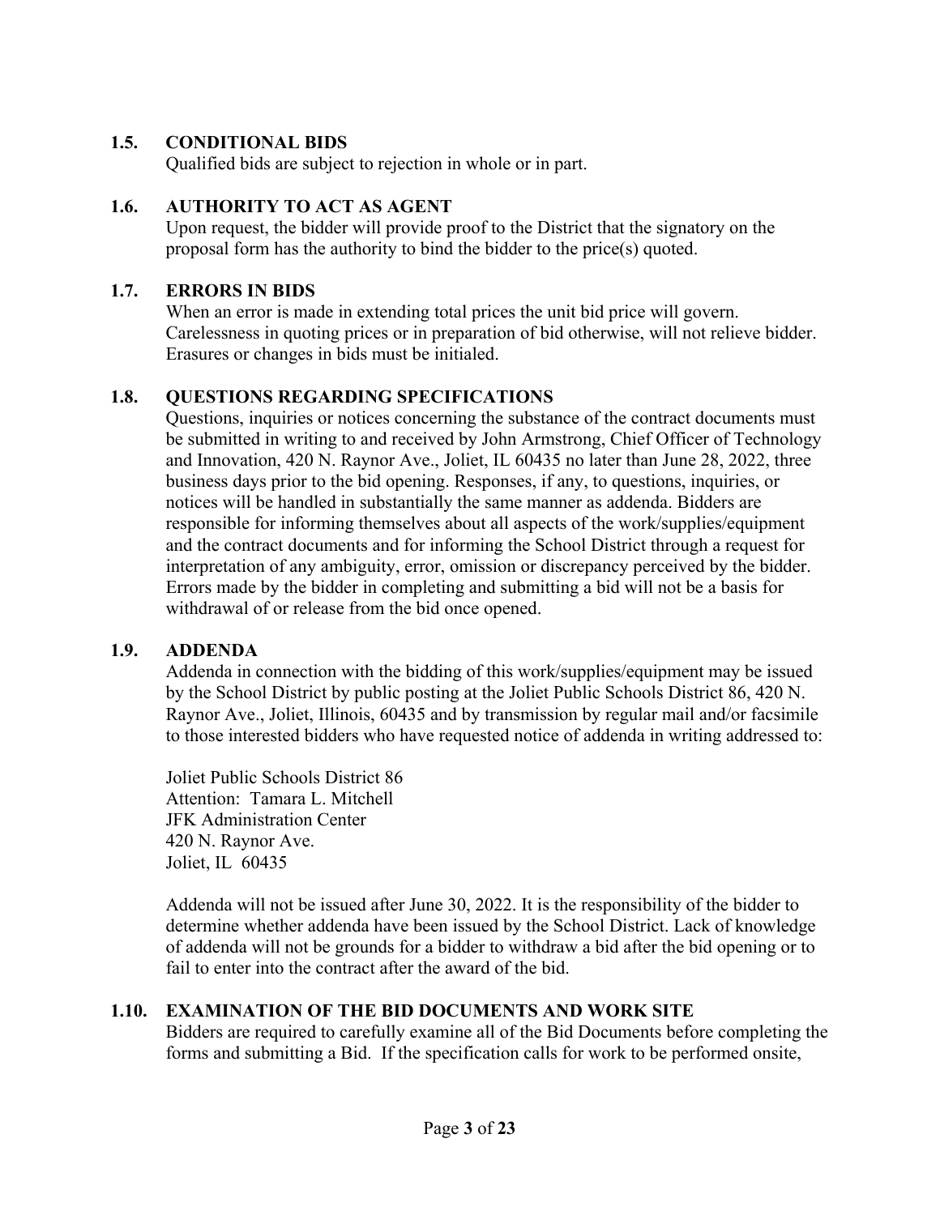### 1.5. CONDITIONAL BIDS

Qualified bids are subject to rejection in whole or in part.

### 1.6. AUTHORITY TO ACT AS AGENT

Upon request, the bidder will provide proof to the District that the signatory on the proposal form has the authority to bind the bidder to the price(s) quoted.

### 1.7. ERRORS IN BIDS

When an error is made in extending total prices the unit bid price will govern. Carelessness in quoting prices or in preparation of bid otherwise, will not relieve bidder. Erasures or changes in bids must be initialed.

### 1.8. QUESTIONS REGARDING SPECIFICATIONS

Questions, inquiries or notices concerning the substance of the contract documents must be submitted in writing to and received by John Armstrong, Chief Officer of Technology and Innovation, 420 N. Raynor Ave., Joliet, IL 60435 no later than June 28, 2022, three business days prior to the bid opening. Responses, if any, to questions, inquiries, or notices will be handled in substantially the same manner as addenda. Bidders are responsible for informing themselves about all aspects of the work/supplies/equipment and the contract documents and for informing the School District through a request for interpretation of any ambiguity, error, omission or discrepancy perceived by the bidder. Errors made by the bidder in completing and submitting a bid will not be a basis for withdrawal of or release from the bid once opened.

### 1.9. ADDENDA

Addenda in connection with the bidding of this work/supplies/equipment may be issued by the School District by public posting at the Joliet Public Schools District 86, 420 N. Raynor Ave., Joliet, Illinois, 60435 and by transmission by regular mail and/or facsimile to those interested bidders who have requested notice of addenda in writing addressed to:

Joliet Public Schools District 86
Attention: Tamara L. Mitchell
JFK Administration Center
420 N. Raynor Ave.
Joliet, IL 60435

Addenda will not be issued after June 30, 2022. It is the responsibility of the bidder to determine whether addenda have been issued by the School District. Lack of knowledge of addenda will not be grounds for a bidder to withdraw a bid after the bid opening or to fail to enter into the contract after the award of the bid.

### 1.10. EXAMINATION OF THE BID DOCUMENTS AND WORK SITE

Bidders are required to carefully examine all of the Bid Documents before completing the forms and submitting a Bid. If the specification calls for work to be performed onsite,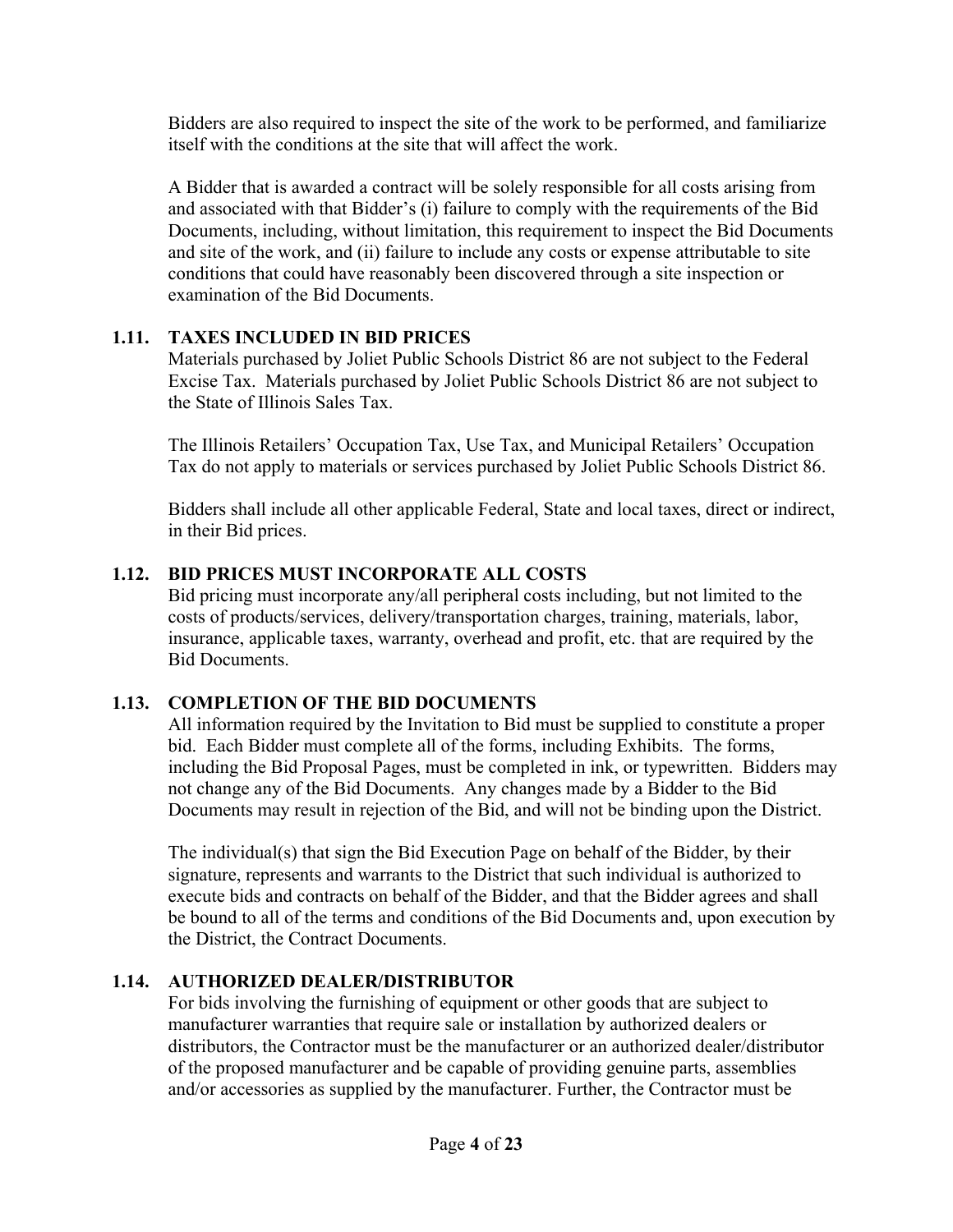Bidders are also required to inspect the site of the work to be performed, and familiarize itself with the conditions at the site that will affect the work.

A Bidder that is awarded a contract will be solely responsible for all costs arising from and associated with that Bidder's (i) failure to comply with the requirements of the Bid Documents, including, without limitation, this requirement to inspect the Bid Documents and site of the work, and (ii) failure to include any costs or expense attributable to site conditions that could have reasonably been discovered through a site inspection or examination of the Bid Documents.

### 1.11. TAXES INCLUDED IN BID PRICES

Materials purchased by Joliet Public Schools District 86 are not subject to the Federal Excise Tax. Materials purchased by Joliet Public Schools District 86 are not subject to the State of Illinois Sales Tax.

The Illinois Retailers' Occupation Tax, Use Tax, and Municipal Retailers' Occupation Tax do not apply to materials or services purchased by Joliet Public Schools District 86.

Bidders shall include all other applicable Federal, State and local taxes, direct or indirect, in their Bid prices.

### 1.12. BID PRICES MUST INCORPORATE ALL COSTS

Bid pricing must incorporate any/all peripheral costs including, but not limited to the costs of products/services, delivery/transportation charges, training, materials, labor, insurance, applicable taxes, warranty, overhead and profit, etc. that are required by the Bid Documents.

### 1.13. COMPLETION OF THE BID DOCUMENTS

All information required by the Invitation to Bid must be supplied to constitute a proper bid. Each Bidder must complete all of the forms, including Exhibits. The forms, including the Bid Proposal Pages, must be completed in ink, or typewritten. Bidders may not change any of the Bid Documents. Any changes made by a Bidder to the Bid Documents may result in rejection of the Bid, and will not be binding upon the District.

The individual(s) that sign the Bid Execution Page on behalf of the Bidder, by their signature, represents and warrants to the District that such individual is authorized to execute bids and contracts on behalf of the Bidder, and that the Bidder agrees and shall be bound to all of the terms and conditions of the Bid Documents and, upon execution by the District, the Contract Documents.

### 1.14. AUTHORIZED DEALER/DISTRIBUTOR

For bids involving the furnishing of equipment or other goods that are subject to manufacturer warranties that require sale or installation by authorized dealers or distributors, the Contractor must be the manufacturer or an authorized dealer/distributor of the proposed manufacturer and be capable of providing genuine parts, assemblies and/or accessories as supplied by the manufacturer. Further, the Contractor must be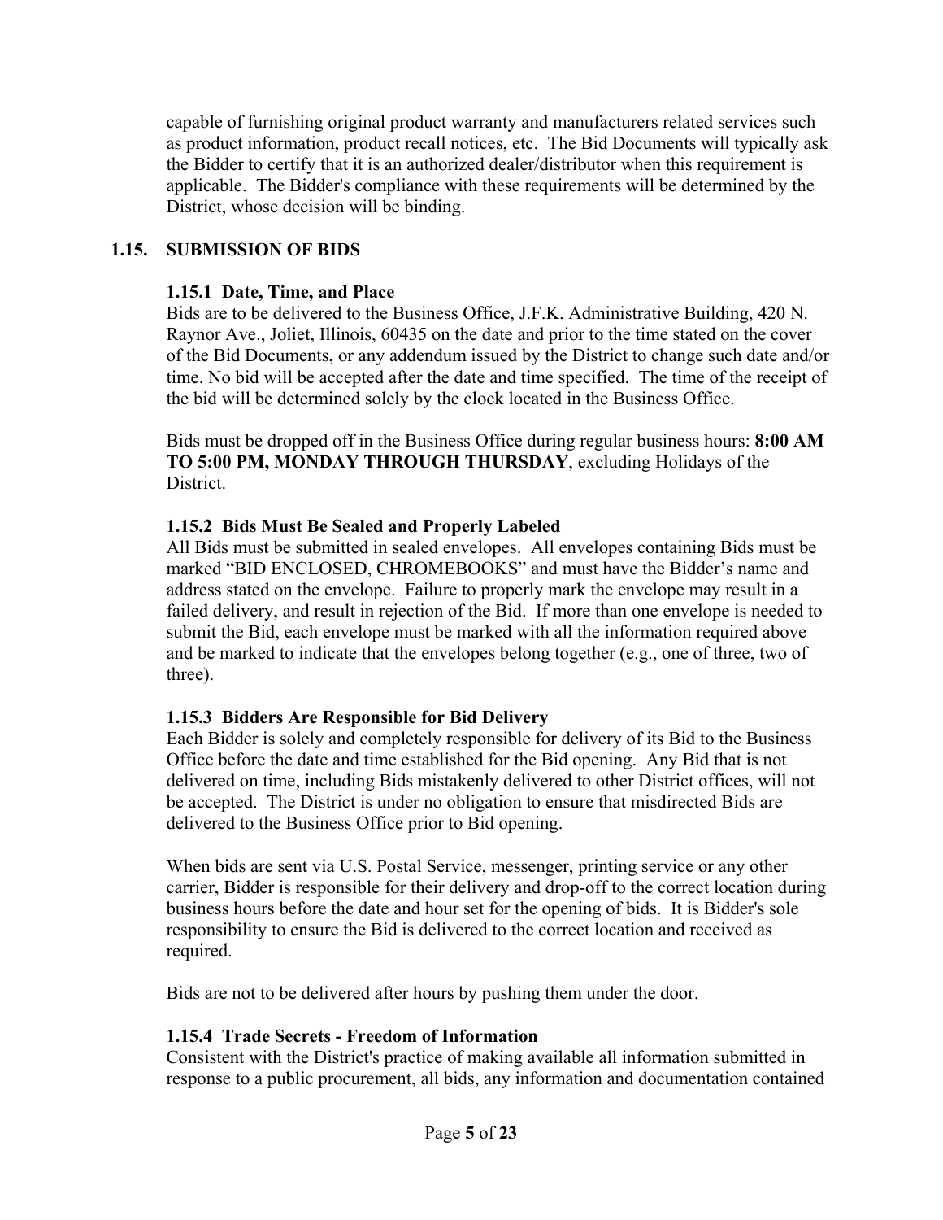capable of furnishing original product warranty and manufacturers related services such as product information, product recall notices, etc. The Bid Documents will typically ask the Bidder to certify that it is an authorized dealer/distributor when this requirement is applicable. The Bidder's compliance with these requirements will be determined by the District, whose decision will be binding.

## 1.15. SUBMISSION OF BIDS

### 1.15.1 Date, Time, and Place

Bids are to be delivered to the Business Office, J.F.K. Administrative Building, 420 N. Raynor Ave., Joliet, Illinois, 60435 on the date and prior to the time stated on the cover of the Bid Documents, or any addendum issued by the District to change such date and/or time. No bid will be accepted after the date and time specified. The time of the receipt of the bid will be determined solely by the clock located in the Business Office.

Bids must be dropped off in the Business Office during regular business hours: **8:00 AM TO 5:00 PM, MONDAY THROUGH THURSDAY**, excluding Holidays of the District.

### 1.15.2 Bids Must Be Sealed and Properly Labeled

All Bids must be submitted in sealed envelopes. All envelopes containing Bids must be marked "BID ENCLOSED, CHROMEBOOKS" and must have the Bidder's name and address stated on the envelope. Failure to properly mark the envelope may result in a failed delivery, and result in rejection of the Bid. If more than one envelope is needed to submit the Bid, each envelope must be marked with all the information required above and be marked to indicate that the envelopes belong together (e.g., one of three, two of three).

### 1.15.3 Bidders Are Responsible for Bid Delivery

Each Bidder is solely and completely responsible for delivery of its Bid to the Business Office before the date and time established for the Bid opening. Any Bid that is not delivered on time, including Bids mistakenly delivered to other District offices, will not be accepted. The District is under no obligation to ensure that misdirected Bids are delivered to the Business Office prior to Bid opening.

When bids are sent via U.S. Postal Service, messenger, printing service or any other carrier, Bidder is responsible for their delivery and drop-off to the correct location during business hours before the date and hour set for the opening of bids. It is Bidder's sole responsibility to ensure the Bid is delivered to the correct location and received as required.

Bids are not to be delivered after hours by pushing them under the door.

### 1.15.4 Trade Secrets - Freedom of Information

Consistent with the District's practice of making available all information submitted in response to a public procurement, all bids, any information and documentation contained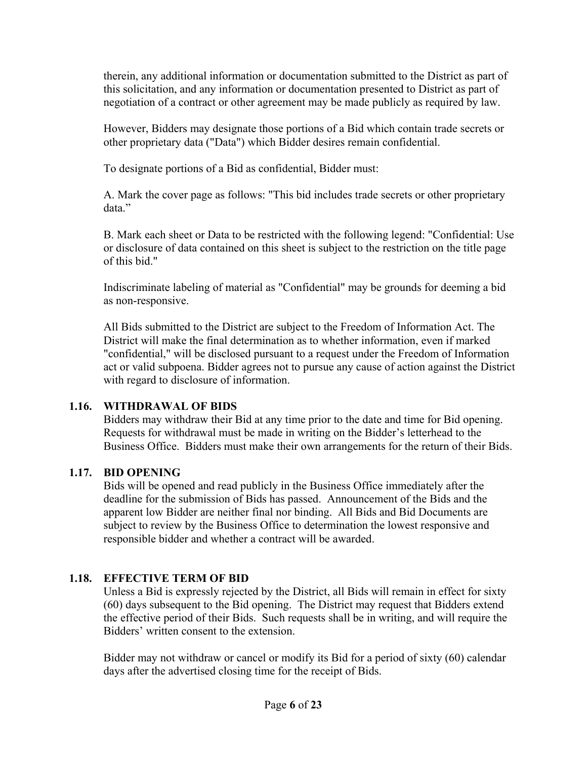therein, any additional information or documentation submitted to the District as part of this solicitation, and any information or documentation presented to District as part of negotiation of a contract or other agreement may be made publicly as required by law.

However, Bidders may designate those portions of a Bid which contain trade secrets or other proprietary data ("Data") which Bidder desires remain confidential.

To designate portions of a Bid as confidential, Bidder must:

A. Mark the cover page as follows: "This bid includes trade secrets or other proprietary data."

B. Mark each sheet or Data to be restricted with the following legend: "Confidential: Use or disclosure of data contained on this sheet is subject to the restriction on the title page of this bid."

Indiscriminate labeling of material as "Confidential" may be grounds for deeming a bid as non-responsive.

All Bids submitted to the District are subject to the Freedom of Information Act. The District will make the final determination as to whether information, even if marked "confidential," will be disclosed pursuant to a request under the Freedom of Information act or valid subpoena. Bidder agrees not to pursue any cause of action against the District with regard to disclosure of information.

## 1.16. WITHDRAWAL OF BIDS

Bidders may withdraw their Bid at any time prior to the date and time for Bid opening. Requests for withdrawal must be made in writing on the Bidder's letterhead to the Business Office. Bidders must make their own arrangements for the return of their Bids.

## 1.17. BID OPENING

Bids will be opened and read publicly in the Business Office immediately after the deadline for the submission of Bids has passed. Announcement of the Bids and the apparent low Bidder are neither final nor binding. All Bids and Bid Documents are subject to review by the Business Office to determination the lowest responsive and responsible bidder and whether a contract will be awarded.

## 1.18. EFFECTIVE TERM OF BID

Unless a Bid is expressly rejected by the District, all Bids will remain in effect for sixty (60) days subsequent to the Bid opening. The District may request that Bidders extend the effective period of their Bids. Such requests shall be in writing, and will require the Bidders' written consent to the extension.

Bidder may not withdraw or cancel or modify its Bid for a period of sixty (60) calendar days after the advertised closing time for the receipt of Bids.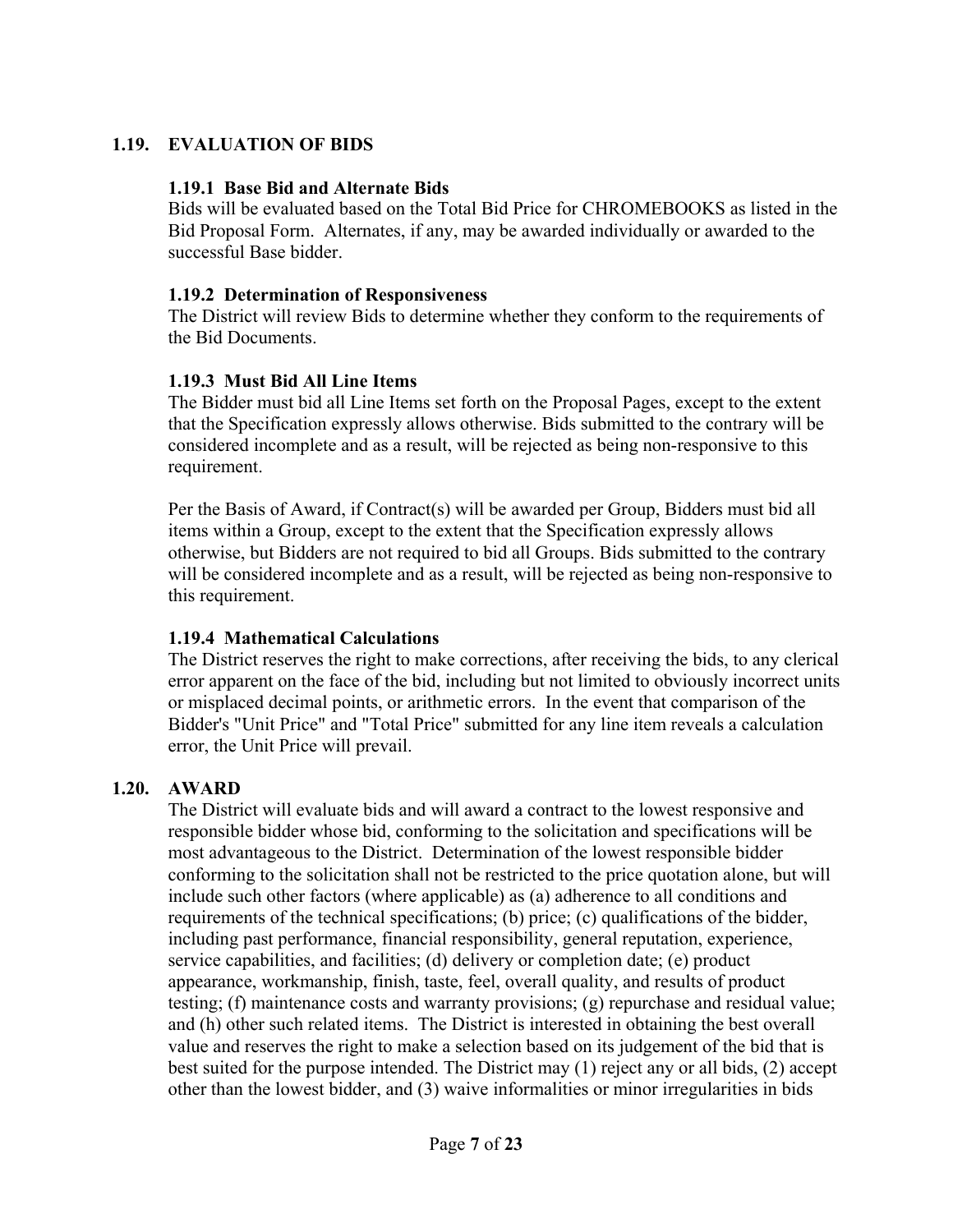## 1.19. EVALUATION OF BIDS

### 1.19.1 Base Bid and Alternate Bids

Bids will be evaluated based on the Total Bid Price for CHROMEBOOKS as listed in the Bid Proposal Form. Alternates, if any, may be awarded individually or awarded to the successful Base bidder.

### 1.19.2 Determination of Responsiveness

The District will review Bids to determine whether they conform to the requirements of the Bid Documents.

### 1.19.3 Must Bid All Line Items

The Bidder must bid all Line Items set forth on the Proposal Pages, except to the extent that the Specification expressly allows otherwise. Bids submitted to the contrary will be considered incomplete and as a result, will be rejected as being non-responsive to this requirement.

Per the Basis of Award, if Contract(s) will be awarded per Group, Bidders must bid all items within a Group, except to the extent that the Specification expressly allows otherwise, but Bidders are not required to bid all Groups. Bids submitted to the contrary will be considered incomplete and as a result, will be rejected as being non-responsive to this requirement.

### 1.19.4 Mathematical Calculations

The District reserves the right to make corrections, after receiving the bids, to any clerical error apparent on the face of the bid, including but not limited to obviously incorrect units or misplaced decimal points, or arithmetic errors. In the event that comparison of the Bidder's "Unit Price" and "Total Price" submitted for any line item reveals a calculation error, the Unit Price will prevail.

## 1.20. AWARD

The District will evaluate bids and will award a contract to the lowest responsive and responsible bidder whose bid, conforming to the solicitation and specifications will be most advantageous to the District. Determination of the lowest responsible bidder conforming to the solicitation shall not be restricted to the price quotation alone, but will include such other factors (where applicable) as (a) adherence to all conditions and requirements of the technical specifications; (b) price; (c) qualifications of the bidder, including past performance, financial responsibility, general reputation, experience, service capabilities, and facilities; (d) delivery or completion date; (e) product appearance, workmanship, finish, taste, feel, overall quality, and results of product testing; (f) maintenance costs and warranty provisions; (g) repurchase and residual value; and (h) other such related items. The District is interested in obtaining the best overall value and reserves the right to make a selection based on its judgement of the bid that is best suited for the purpose intended. The District may (1) reject any or all bids, (2) accept other than the lowest bidder, and (3) waive informalities or minor irregularities in bids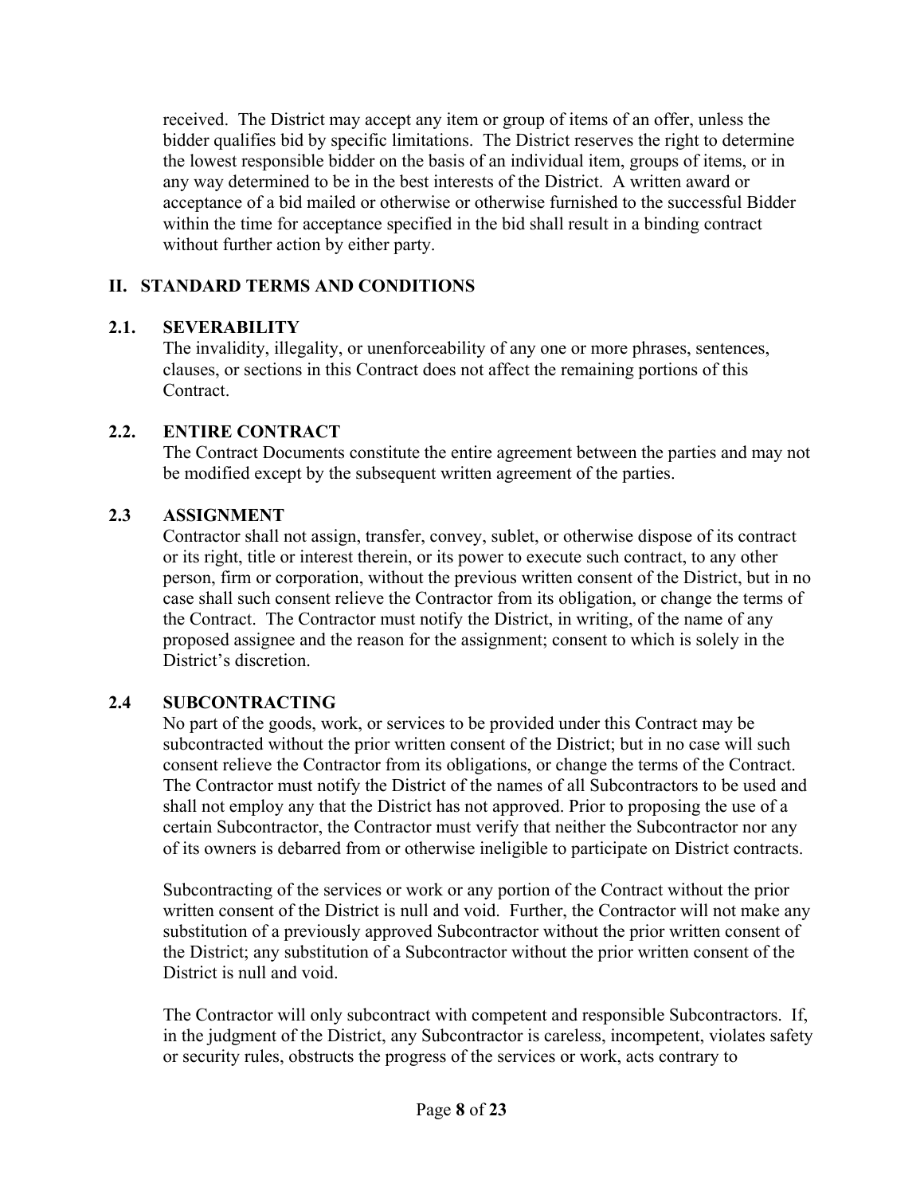received. The District may accept any item or group of items of an offer, unless the bidder qualifies bid by specific limitations. The District reserves the right to determine the lowest responsible bidder on the basis of an individual item, groups of items, or in any way determined to be in the best interests of the District. A written award or acceptance of a bid mailed or otherwise or otherwise furnished to the successful Bidder within the time for acceptance specified in the bid shall result in a binding contract without further action by either party.

## II. STANDARD TERMS AND CONDITIONS

### 2.1. SEVERABILITY

The invalidity, illegality, or unenforceability of any one or more phrases, sentences, clauses, or sections in this Contract does not affect the remaining portions of this Contract.

### 2.2. ENTIRE CONTRACT

The Contract Documents constitute the entire agreement between the parties and may not be modified except by the subsequent written agreement of the parties.

### 2.3 ASSIGNMENT

Contractor shall not assign, transfer, convey, sublet, or otherwise dispose of its contract or its right, title or interest therein, or its power to execute such contract, to any other person, firm or corporation, without the previous written consent of the District, but in no case shall such consent relieve the Contractor from its obligation, or change the terms of the Contract. The Contractor must notify the District, in writing, of the name of any proposed assignee and the reason for the assignment; consent to which is solely in the District's discretion.

### 2.4 SUBCONTRACTING

No part of the goods, work, or services to be provided under this Contract may be subcontracted without the prior written consent of the District; but in no case will such consent relieve the Contractor from its obligations, or change the terms of the Contract. The Contractor must notify the District of the names of all Subcontractors to be used and shall not employ any that the District has not approved. Prior to proposing the use of a certain Subcontractor, the Contractor must verify that neither the Subcontractor nor any of its owners is debarred from or otherwise ineligible to participate on District contracts.

Subcontracting of the services or work or any portion of the Contract without the prior written consent of the District is null and void. Further, the Contractor will not make any substitution of a previously approved Subcontractor without the prior written consent of the District; any substitution of a Subcontractor without the prior written consent of the District is null and void.

The Contractor will only subcontract with competent and responsible Subcontractors. If, in the judgment of the District, any Subcontractor is careless, incompetent, violates safety or security rules, obstructs the progress of the services or work, acts contrary to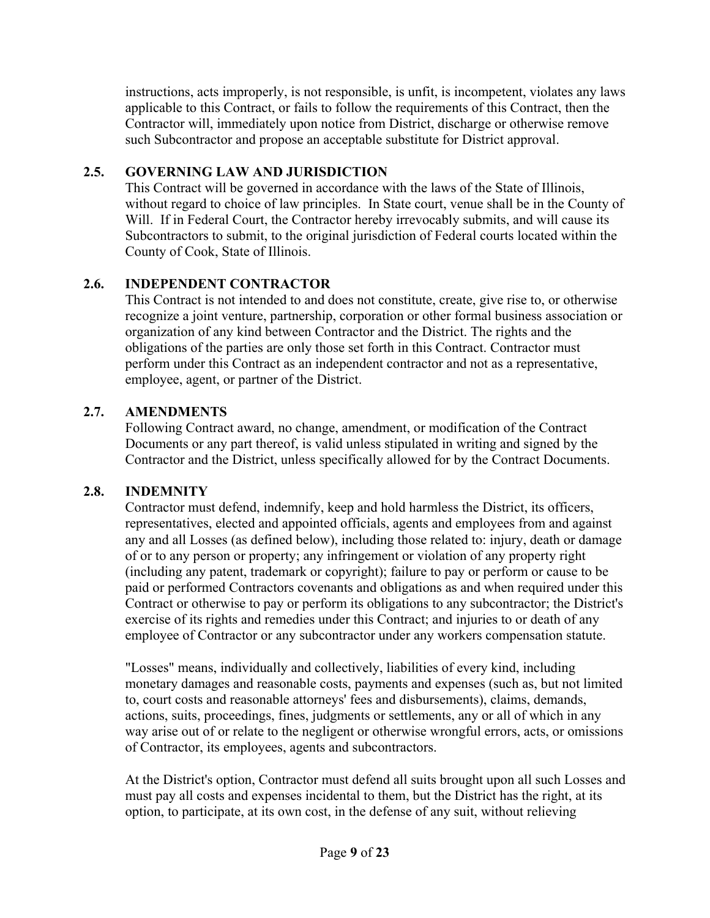instructions, acts improperly, is not responsible, is unfit, is incompetent, violates any laws applicable to this Contract, or fails to follow the requirements of this Contract, then the Contractor will, immediately upon notice from District, discharge or otherwise remove such Subcontractor and propose an acceptable substitute for District approval.

### 2.5. GOVERNING LAW AND JURISDICTION

This Contract will be governed in accordance with the laws of the State of Illinois, without regard to choice of law principles. In State court, venue shall be in the County of Will. If in Federal Court, the Contractor hereby irrevocably submits, and will cause its Subcontractors to submit, to the original jurisdiction of Federal courts located within the County of Cook, State of Illinois.

### 2.6. INDEPENDENT CONTRACTOR

This Contract is not intended to and does not constitute, create, give rise to, or otherwise recognize a joint venture, partnership, corporation or other formal business association or organization of any kind between Contractor and the District. The rights and the obligations of the parties are only those set forth in this Contract. Contractor must perform under this Contract as an independent contractor and not as a representative, employee, agent, or partner of the District.

### 2.7. AMENDMENTS

Following Contract award, no change, amendment, or modification of the Contract Documents or any part thereof, is valid unless stipulated in writing and signed by the Contractor and the District, unless specifically allowed for by the Contract Documents.

### 2.8. INDEMNITY

Contractor must defend, indemnify, keep and hold harmless the District, its officers, representatives, elected and appointed officials, agents and employees from and against any and all Losses (as defined below), including those related to: injury, death or damage of or to any person or property; any infringement or violation of any property right (including any patent, trademark or copyright); failure to pay or perform or cause to be paid or performed Contractors covenants and obligations as and when required under this Contract or otherwise to pay or perform its obligations to any subcontractor; the District's exercise of its rights and remedies under this Contract; and injuries to or death of any employee of Contractor or any subcontractor under any workers compensation statute.

"Losses" means, individually and collectively, liabilities of every kind, including monetary damages and reasonable costs, payments and expenses (such as, but not limited to, court costs and reasonable attorneys' fees and disbursements), claims, demands, actions, suits, proceedings, fines, judgments or settlements, any or all of which in any way arise out of or relate to the negligent or otherwise wrongful errors, acts, or omissions of Contractor, its employees, agents and subcontractors.

At the District's option, Contractor must defend all suits brought upon all such Losses and must pay all costs and expenses incidental to them, but the District has the right, at its option, to participate, at its own cost, in the defense of any suit, without relieving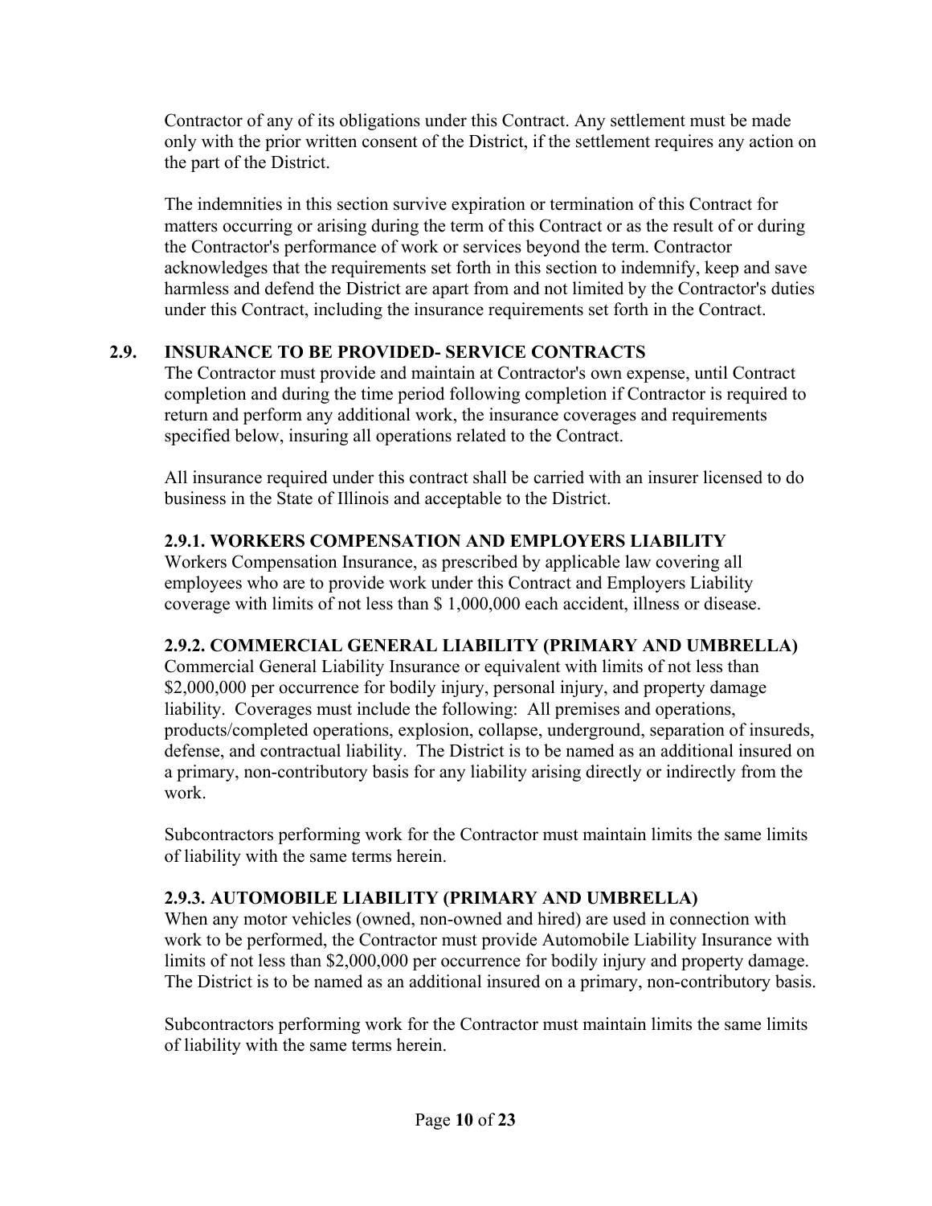Contractor of any of its obligations under this Contract. Any settlement must be made only with the prior written consent of the District, if the settlement requires any action on the part of the District.

The indemnities in this section survive expiration or termination of this Contract for matters occurring or arising during the term of this Contract or as the result of or during the Contractor's performance of work or services beyond the term. Contractor acknowledges that the requirements set forth in this section to indemnify, keep and save harmless and defend the District are apart from and not limited by the Contractor's duties under this Contract, including the insurance requirements set forth in the Contract.

## 2.9. INSURANCE TO BE PROVIDED- SERVICE CONTRACTS

The Contractor must provide and maintain at Contractor's own expense, until Contract completion and during the time period following completion if Contractor is required to return and perform any additional work, the insurance coverages and requirements specified below, insuring all operations related to the Contract.

All insurance required under this contract shall be carried with an insurer licensed to do business in the State of Illinois and acceptable to the District.

### 2.9.1. WORKERS COMPENSATION AND EMPLOYERS LIABILITY

Workers Compensation Insurance, as prescribed by applicable law covering all employees who are to provide work under this Contract and Employers Liability coverage with limits of not less than $ 1,000,000 each accident, illness or disease.

### 2.9.2. COMMERCIAL GENERAL LIABILITY (PRIMARY AND UMBRELLA)

Commercial General Liability Insurance or equivalent with limits of not less than $2,000,000 per occurrence for bodily injury, personal injury, and property damage liability. Coverages must include the following: All premises and operations, products/completed operations, explosion, collapse, underground, separation of insureds, defense, and contractual liability. The District is to be named as an additional insured on a primary, non-contributory basis for any liability arising directly or indirectly from the work.

Subcontractors performing work for the Contractor must maintain limits the same limits of liability with the same terms herein.

### 2.9.3. AUTOMOBILE LIABILITY (PRIMARY AND UMBRELLA)

When any motor vehicles (owned, non-owned and hired) are used in connection with work to be performed, the Contractor must provide Automobile Liability Insurance with limits of not less than $2,000,000 per occurrence for bodily injury and property damage. The District is to be named as an additional insured on a primary, non-contributory basis.

Subcontractors performing work for the Contractor must maintain limits the same limits of liability with the same terms herein.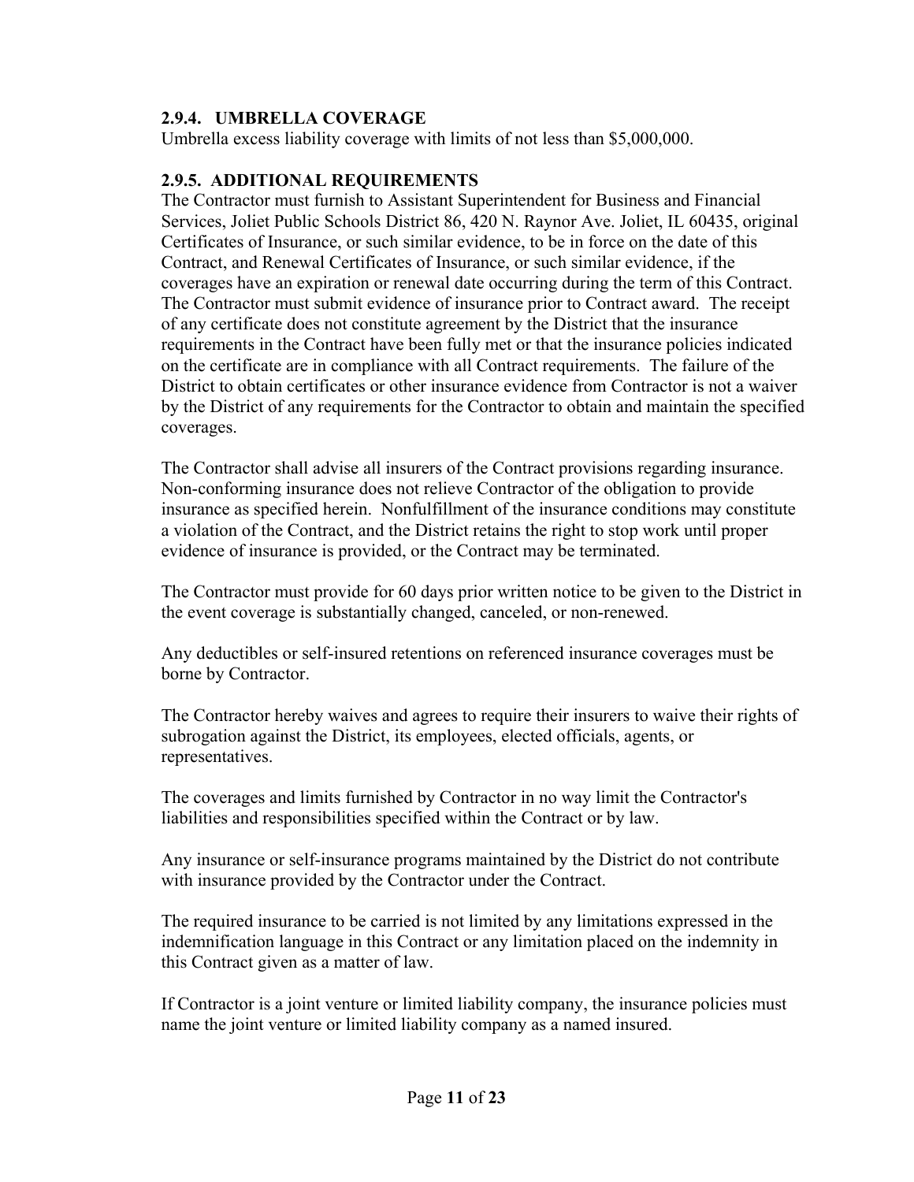### 2.9.4. UMBRELLA COVERAGE

Umbrella excess liability coverage with limits of not less than $5,000,000.

### 2.9.5. ADDITIONAL REQUIREMENTS

The Contractor must furnish to Assistant Superintendent for Business and Financial Services, Joliet Public Schools District 86, 420 N. Raynor Ave. Joliet, IL 60435, original Certificates of Insurance, or such similar evidence, to be in force on the date of this Contract, and Renewal Certificates of Insurance, or such similar evidence, if the coverages have an expiration or renewal date occurring during the term of this Contract. The Contractor must submit evidence of insurance prior to Contract award. The receipt of any certificate does not constitute agreement by the District that the insurance requirements in the Contract have been fully met or that the insurance policies indicated on the certificate are in compliance with all Contract requirements. The failure of the District to obtain certificates or other insurance evidence from Contractor is not a waiver by the District of any requirements for the Contractor to obtain and maintain the specified coverages.

The Contractor shall advise all insurers of the Contract provisions regarding insurance. Non-conforming insurance does not relieve Contractor of the obligation to provide insurance as specified herein. Nonfulfillment of the insurance conditions may constitute a violation of the Contract, and the District retains the right to stop work until proper evidence of insurance is provided, or the Contract may be terminated.

The Contractor must provide for 60 days prior written notice to be given to the District in the event coverage is substantially changed, canceled, or non-renewed.

Any deductibles or self-insured retentions on referenced insurance coverages must be borne by Contractor.

The Contractor hereby waives and agrees to require their insurers to waive their rights of subrogation against the District, its employees, elected officials, agents, or representatives.

The coverages and limits furnished by Contractor in no way limit the Contractor's liabilities and responsibilities specified within the Contract or by law.

Any insurance or self-insurance programs maintained by the District do not contribute with insurance provided by the Contractor under the Contract.

The required insurance to be carried is not limited by any limitations expressed in the indemnification language in this Contract or any limitation placed on the indemnity in this Contract given as a matter of law.

If Contractor is a joint venture or limited liability company, the insurance policies must name the joint venture or limited liability company as a named insured.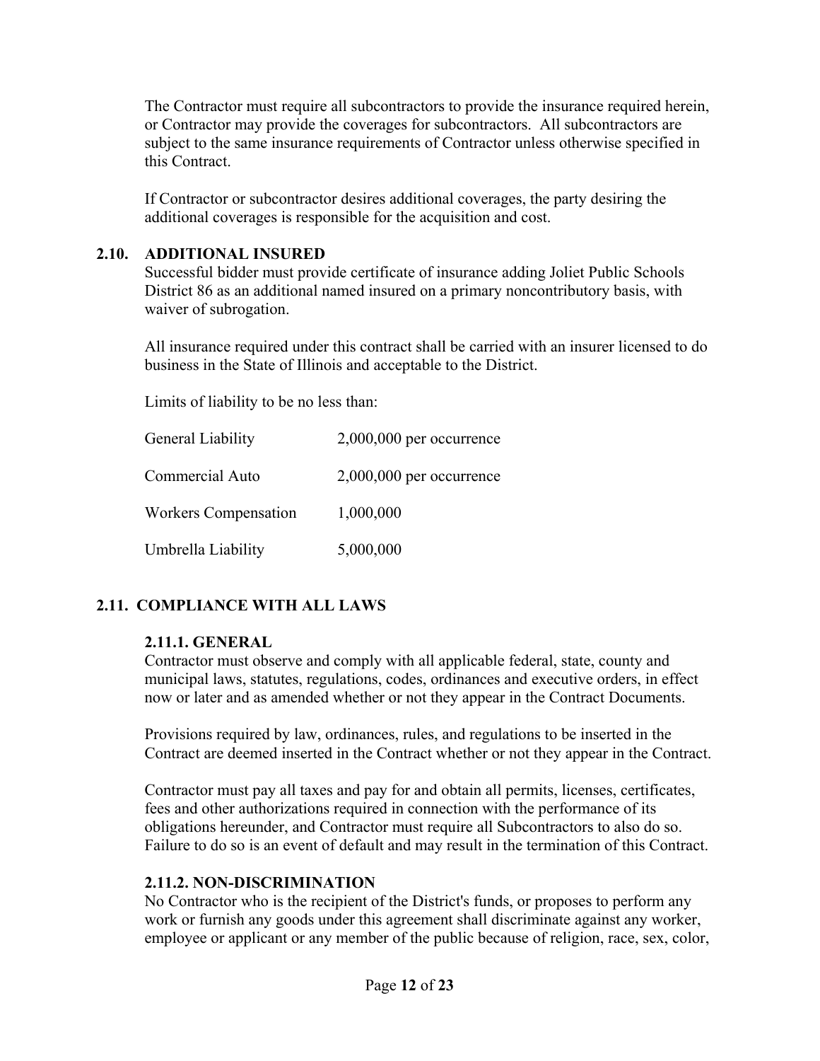The Contractor must require all subcontractors to provide the insurance required herein, or Contractor may provide the coverages for subcontractors. All subcontractors are subject to the same insurance requirements of Contractor unless otherwise specified in this Contract.

If Contractor or subcontractor desires additional coverages, the party desiring the additional coverages is responsible for the acquisition and cost.

### 2.10. ADDITIONAL INSURED

Successful bidder must provide certificate of insurance adding Joliet Public Schools District 86 as an additional named insured on a primary noncontributory basis, with waiver of subrogation.

All insurance required under this contract shall be carried with an insurer licensed to do business in the State of Illinois and acceptable to the District.

Limits of liability to be no less than:

| | |
|---|---|
| General Liability | 2,000,000 per occurrence |
| Commercial Auto | 2,000,000 per occurrence |
| Workers Compensation | 1,000,000 |
| Umbrella Liability | 5,000,000 |

### 2.11. COMPLIANCE WITH ALL LAWS

#### 2.11.1. GENERAL

Contractor must observe and comply with all applicable federal, state, county and municipal laws, statutes, regulations, codes, ordinances and executive orders, in effect now or later and as amended whether or not they appear in the Contract Documents.

Provisions required by law, ordinances, rules, and regulations to be inserted in the Contract are deemed inserted in the Contract whether or not they appear in the Contract.

Contractor must pay all taxes and pay for and obtain all permits, licenses, certificates, fees and other authorizations required in connection with the performance of its obligations hereunder, and Contractor must require all Subcontractors to also do so. Failure to do so is an event of default and may result in the termination of this Contract.

#### 2.11.2. NON-DISCRIMINATION

No Contractor who is the recipient of the District's funds, or proposes to perform any work or furnish any goods under this agreement shall discriminate against any worker, employee or applicant or any member of the public because of religion, race, sex, color,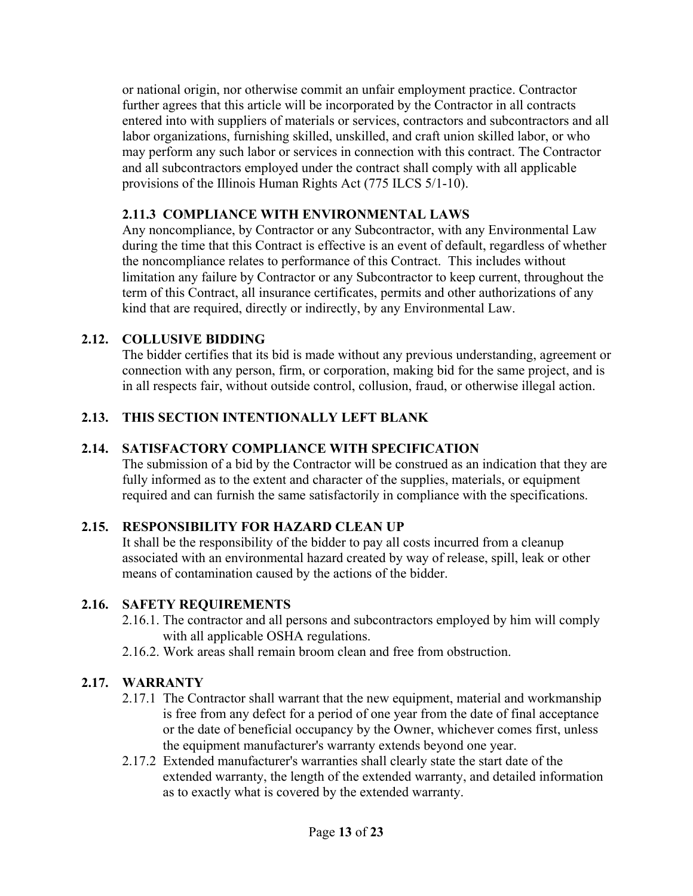or national origin, nor otherwise commit an unfair employment practice. Contractor further agrees that this article will be incorporated by the Contractor in all contracts entered into with suppliers of materials or services, contractors and subcontractors and all labor organizations, furnishing skilled, unskilled, and craft union skilled labor, or who may perform any such labor or services in connection with this contract. The Contractor and all subcontractors employed under the contract shall comply with all applicable provisions of the Illinois Human Rights Act (775 ILCS 5/1-10).

#### 2.11.3 COMPLIANCE WITH ENVIRONMENTAL LAWS

Any noncompliance, by Contractor or any Subcontractor, with any Environmental Law during the time that this Contract is effective is an event of default, regardless of whether the noncompliance relates to performance of this Contract. This includes without limitation any failure by Contractor or any Subcontractor to keep current, throughout the term of this Contract, all insurance certificates, permits and other authorizations of any kind that are required, directly or indirectly, by any Environmental Law.

### 2.12. COLLUSIVE BIDDING

The bidder certifies that its bid is made without any previous understanding, agreement or connection with any person, firm, or corporation, making bid for the same project, and is in all respects fair, without outside control, collusion, fraud, or otherwise illegal action.

### 2.13. THIS SECTION INTENTIONALLY LEFT BLANK

### 2.14. SATISFACTORY COMPLIANCE WITH SPECIFICATION

The submission of a bid by the Contractor will be construed as an indication that they are fully informed as to the extent and character of the supplies, materials, or equipment required and can furnish the same satisfactorily in compliance with the specifications.

### 2.15. RESPONSIBILITY FOR HAZARD CLEAN UP

It shall be the responsibility of the bidder to pay all costs incurred from a cleanup associated with an environmental hazard created by way of release, spill, leak or other means of contamination caused by the actions of the bidder.

### 2.16. SAFETY REQUIREMENTS

2.16.1. The contractor and all persons and subcontractors employed by him will comply with all applicable OSHA regulations.

2.16.2. Work areas shall remain broom clean and free from obstruction.

### 2.17. WARRANTY

2.17.1 The Contractor shall warrant that the new equipment, material and workmanship is free from any defect for a period of one year from the date of final acceptance or the date of beneficial occupancy by the Owner, whichever comes first, unless the equipment manufacturer's warranty extends beyond one year.

2.17.2 Extended manufacturer's warranties shall clearly state the start date of the extended warranty, the length of the extended warranty, and detailed information as to exactly what is covered by the extended warranty.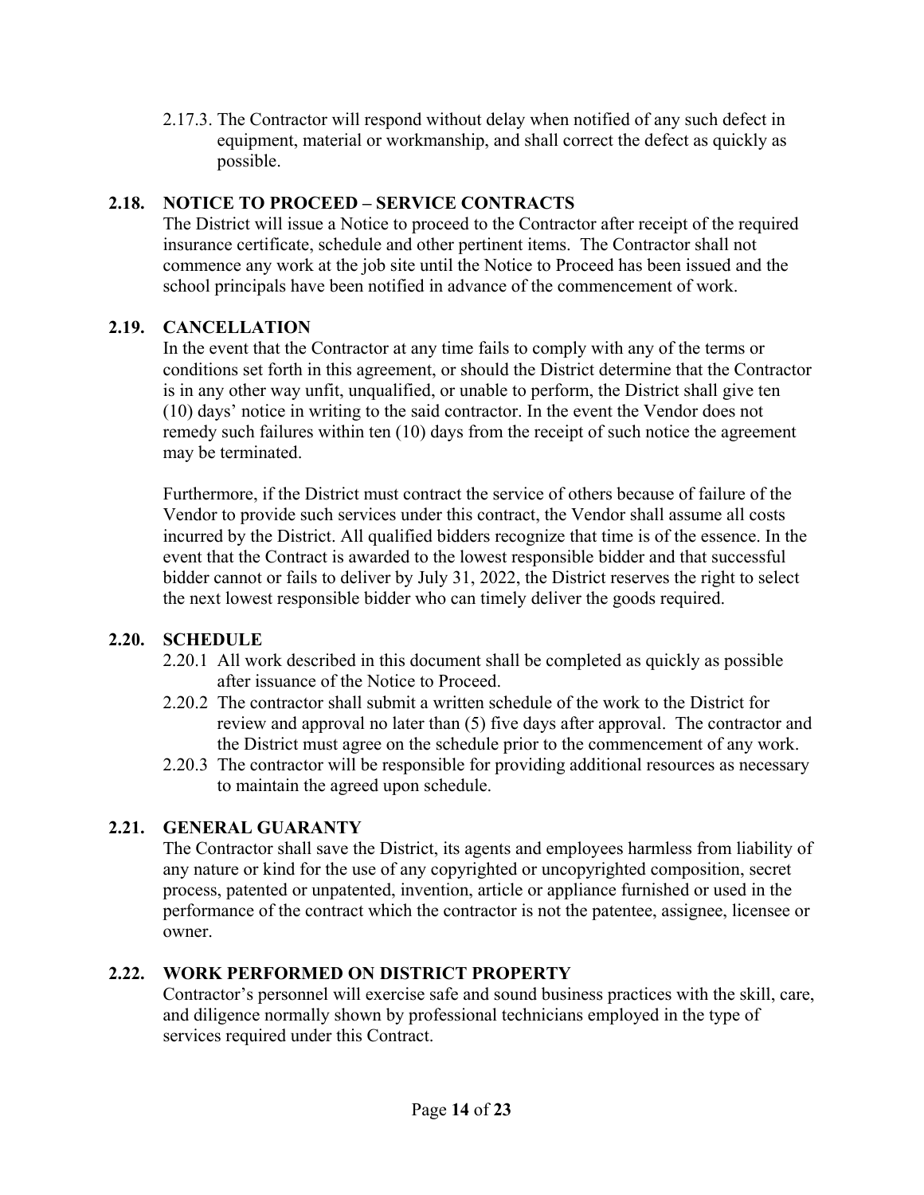2.17.3. The Contractor will respond without delay when notified of any such defect in equipment, material or workmanship, and shall correct the defect as quickly as possible.

## 2.18. NOTICE TO PROCEED – SERVICE CONTRACTS

The District will issue a Notice to proceed to the Contractor after receipt of the required insurance certificate, schedule and other pertinent items. The Contractor shall not commence any work at the job site until the Notice to Proceed has been issued and the school principals have been notified in advance of the commencement of work.

## 2.19. CANCELLATION

In the event that the Contractor at any time fails to comply with any of the terms or conditions set forth in this agreement, or should the District determine that the Contractor is in any other way unfit, unqualified, or unable to perform, the District shall give ten (10) days' notice in writing to the said contractor. In the event the Vendor does not remedy such failures within ten (10) days from the receipt of such notice the agreement may be terminated.

Furthermore, if the District must contract the service of others because of failure of the Vendor to provide such services under this contract, the Vendor shall assume all costs incurred by the District. All qualified bidders recognize that time is of the essence. In the event that the Contract is awarded to the lowest responsible bidder and that successful bidder cannot or fails to deliver by July 31, 2022, the District reserves the right to select the next lowest responsible bidder who can timely deliver the goods required.

## 2.20. SCHEDULE

2.20.1 All work described in this document shall be completed as quickly as possible after issuance of the Notice to Proceed.

2.20.2 The contractor shall submit a written schedule of the work to the District for review and approval no later than (5) five days after approval. The contractor and the District must agree on the schedule prior to the commencement of any work.

2.20.3 The contractor will be responsible for providing additional resources as necessary to maintain the agreed upon schedule.

## 2.21. GENERAL GUARANTY

The Contractor shall save the District, its agents and employees harmless from liability of any nature or kind for the use of any copyrighted or uncopyrighted composition, secret process, patented or unpatented, invention, article or appliance furnished or used in the performance of the contract which the contractor is not the patentee, assignee, licensee or owner.

## 2.22. WORK PERFORMED ON DISTRICT PROPERTY

Contractor's personnel will exercise safe and sound business practices with the skill, care, and diligence normally shown by professional technicians employed in the type of services required under this Contract.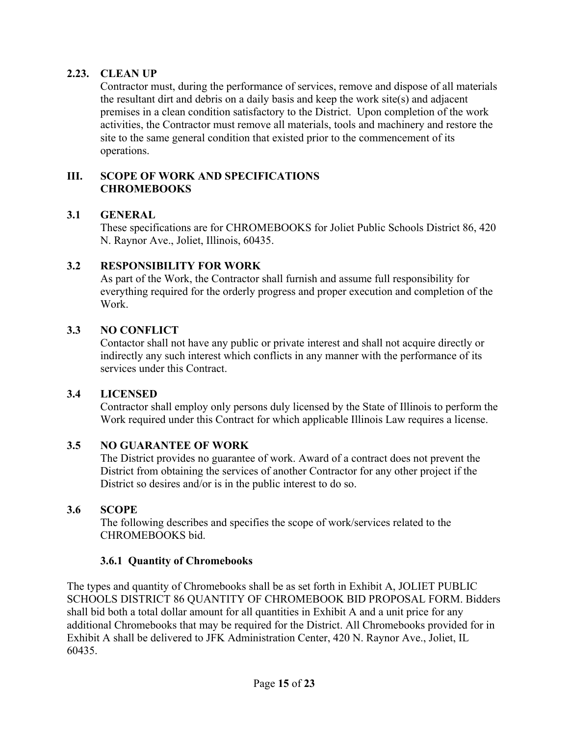### 2.23. CLEAN UP

Contractor must, during the performance of services, remove and dispose of all materials the resultant dirt and debris on a daily basis and keep the work site(s) and adjacent premises in a clean condition satisfactory to the District. Upon completion of the work activities, the Contractor must remove all materials, tools and machinery and restore the site to the same general condition that existed prior to the commencement of its operations.

## III. SCOPE OF WORK AND SPECIFICATIONS CHROMEBOOKS

### 3.1 GENERAL

These specifications are for CHROMEBOOKS for Joliet Public Schools District 86, 420 N. Raynor Ave., Joliet, Illinois, 60435.

### 3.2 RESPONSIBILITY FOR WORK

As part of the Work, the Contractor shall furnish and assume full responsibility for everything required for the orderly progress and proper execution and completion of the Work.

### 3.3 NO CONFLICT

Contactor shall not have any public or private interest and shall not acquire directly or indirectly any such interest which conflicts in any manner with the performance of its services under this Contract.

### 3.4 LICENSED

Contractor shall employ only persons duly licensed by the State of Illinois to perform the Work required under this Contract for which applicable Illinois Law requires a license.

### 3.5 NO GUARANTEE OF WORK

The District provides no guarantee of work. Award of a contract does not prevent the District from obtaining the services of another Contractor for any other project if the District so desires and/or is in the public interest to do so.

### 3.6 SCOPE

The following describes and specifies the scope of work/services related to the CHROMEBOOKS bid.

#### 3.6.1 Quantity of Chromebooks

The types and quantity of Chromebooks shall be as set forth in Exhibit A, JOLIET PUBLIC SCHOOLS DISTRICT 86 QUANTITY OF CHROMEBOOK BID PROPOSAL FORM. Bidders shall bid both a total dollar amount for all quantities in Exhibit A and a unit price for any additional Chromebooks that may be required for the District. All Chromebooks provided for in Exhibit A shall be delivered to JFK Administration Center, 420 N. Raynor Ave., Joliet, IL 60435.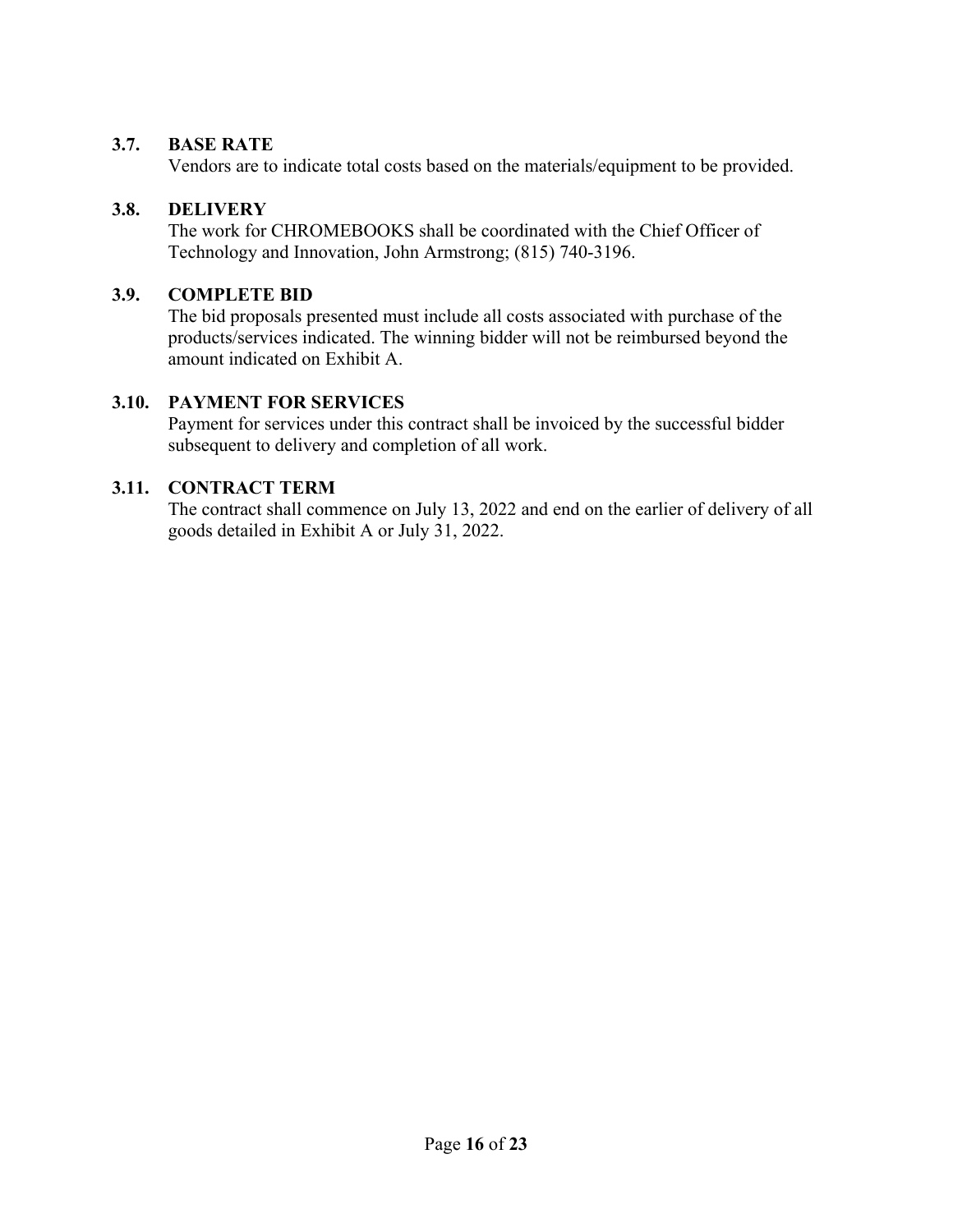### 3.7. BASE RATE

Vendors are to indicate total costs based on the materials/equipment to be provided.

### 3.8. DELIVERY

The work for CHROMEBOOKS shall be coordinated with the Chief Officer of Technology and Innovation, John Armstrong; (815) 740-3196.

### 3.9. COMPLETE BID

The bid proposals presented must include all costs associated with purchase of the products/services indicated. The winning bidder will not be reimbursed beyond the amount indicated on Exhibit A.

### 3.10. PAYMENT FOR SERVICES

Payment for services under this contract shall be invoiced by the successful bidder subsequent to delivery and completion of all work.

### 3.11. CONTRACT TERM

The contract shall commence on July 13, 2022 and end on the earlier of delivery of all goods detailed in Exhibit A or July 31, 2022.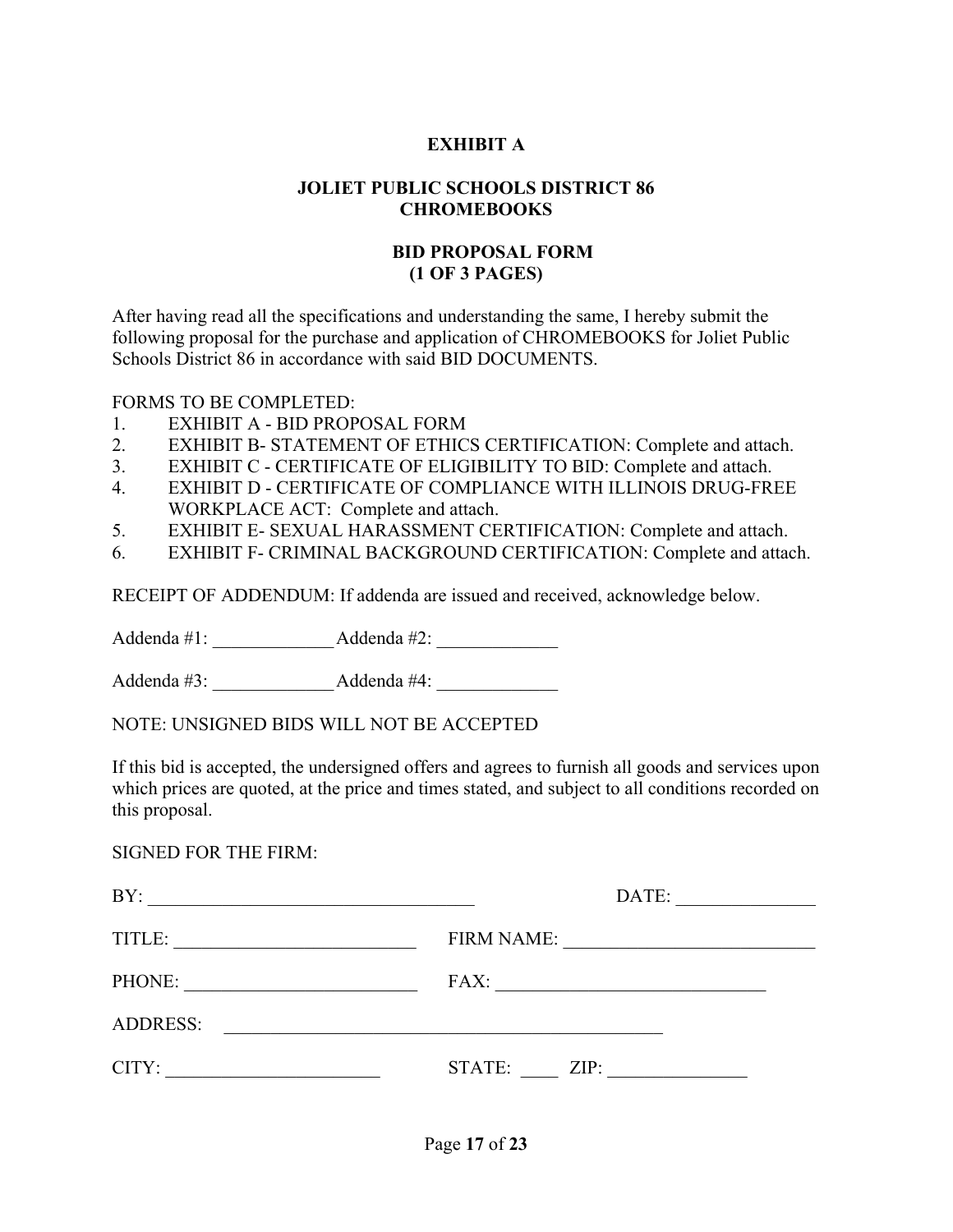**EXHIBIT A**

**JOLIET PUBLIC SCHOOLS DISTRICT 86**
**CHROMEBOOKS**

**BID PROPOSAL FORM**
**(1 OF 3 PAGES)**

After having read all the specifications and understanding the same, I hereby submit the following proposal for the purchase and application of CHROMEBOOKS for Joliet Public Schools District 86 in accordance with said BID DOCUMENTS.

FORMS TO BE COMPLETED:

1. EXHIBIT A - BID PROPOSAL FORM
2. EXHIBIT B- STATEMENT OF ETHICS CERTIFICATION: Complete and attach.
3. EXHIBIT C - CERTIFICATE OF ELIGIBILITY TO BID: Complete and attach.
4. EXHIBIT D - CERTIFICATE OF COMPLIANCE WITH ILLINOIS DRUG-FREE WORKPLACE ACT: Complete and attach.
5. EXHIBIT E- SEXUAL HARASSMENT CERTIFICATION: Complete and attach.
6. EXHIBIT F- CRIMINAL BACKGROUND CERTIFICATION: Complete and attach.

RECEIPT OF ADDENDUM: If addenda are issued and received, acknowledge below.

Addenda #1: _____________ Addenda #2: _____________

Addenda #3: _____________ Addenda #4: _____________

NOTE: UNSIGNED BIDS WILL NOT BE ACCEPTED

If this bid is accepted, the undersigned offers and agrees to furnish all goods and services upon which prices are quoted, at the price and times stated, and subject to all conditions recorded on this proposal.

SIGNED FOR THE FIRM:

BY: ___________________________________ DATE: _______________

TITLE: __________________________ FIRM NAME: ___________________________

PHONE: _________________________ FAX: _____________________________

ADDRESS: ________________________________________________

CITY: _______________________ STATE: ____ ZIP: _______________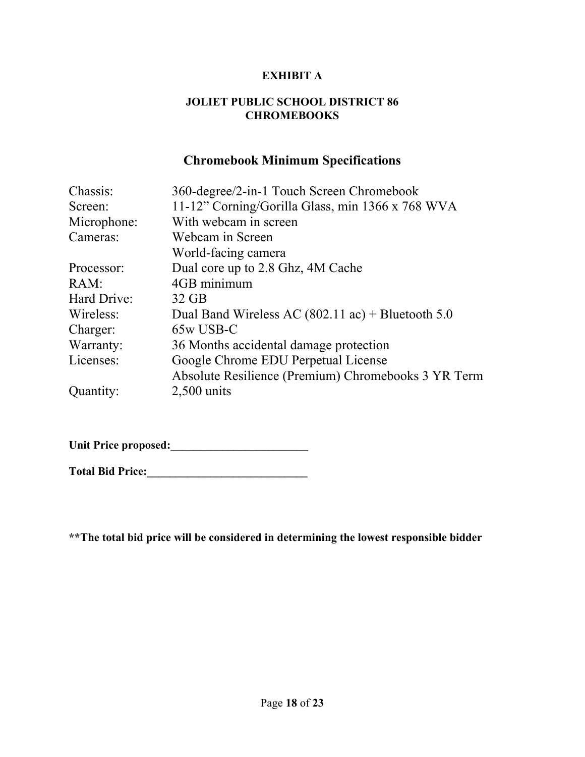**EXHIBIT A**

**JOLIET PUBLIC SCHOOL DISTRICT 86**
**CHROMEBOOKS**

## Chromebook Minimum Specifications

| | |
|---|---|
| Chassis: | 360-degree/2-in-1 Touch Screen Chromebook |
| Screen: | 11-12" Corning/Gorilla Glass, min 1366 x 768 WVA |
| Microphone: | With webcam in screen |
| Cameras: | Webcam in Screen |
| | World-facing camera |
| Processor: | Dual core up to 2.8 Ghz, 4M Cache |
| RAM: | 4GB minimum |
| Hard Drive: | 32 GB |
| Wireless: | Dual Band Wireless AC (802.11 ac) + Bluetooth 5.0 |
| Charger: | 65w USB-C |
| Warranty: | 36 Months accidental damage protection |
| Licenses: | Google Chrome EDU Perpetual License |
| | Absolute Resilience (Premium) Chromebooks 3 YR Term |
| Quantity: | 2,500 units |

**Unit Price proposed:________________________**

**Total Bid Price:____________________________**

**\*\*The total bid price will be considered in determining the lowest responsible bidder**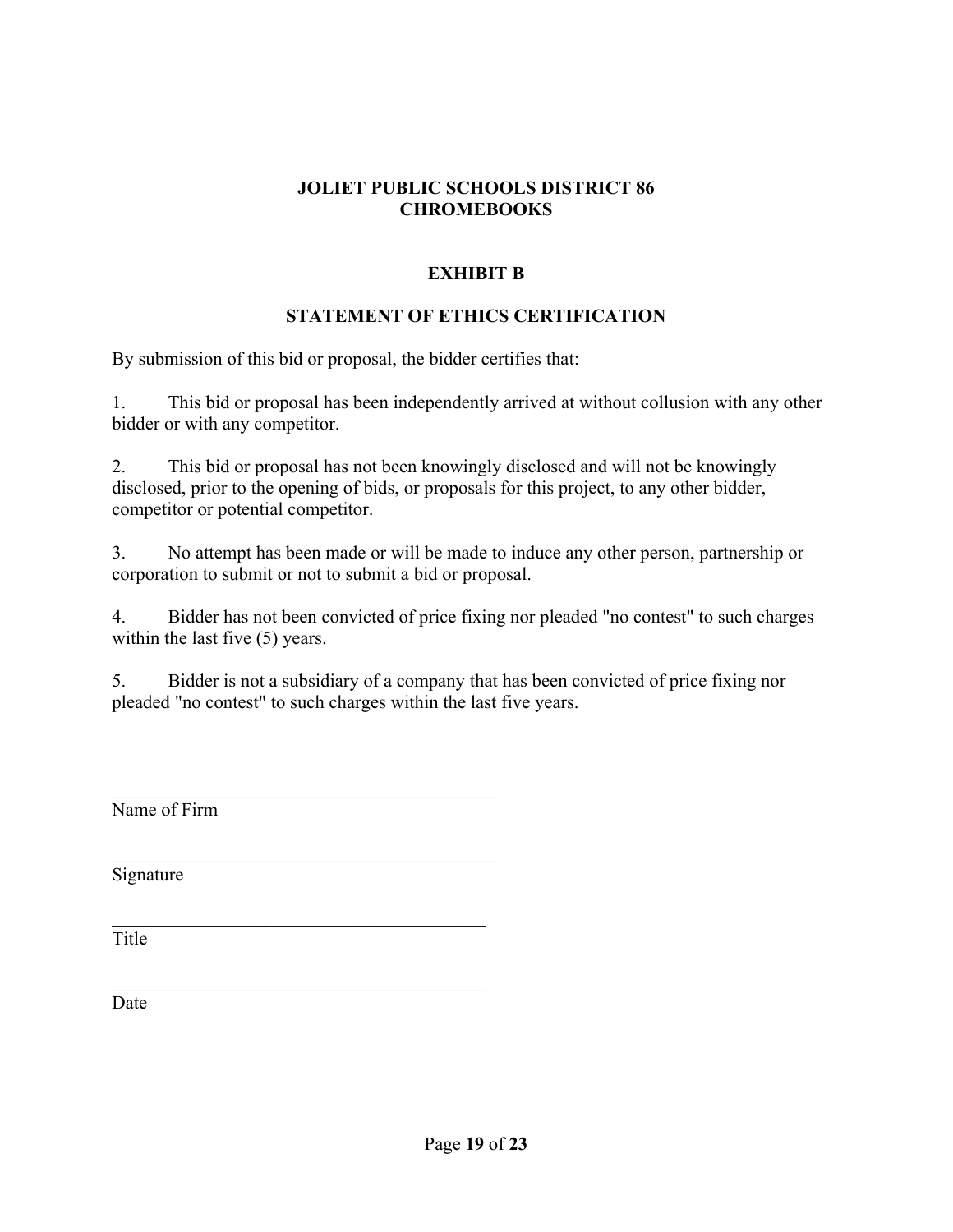**JOLIET PUBLIC SCHOOLS DISTRICT 86**
**CHROMEBOOKS**

## EXHIBIT B

## STATEMENT OF ETHICS CERTIFICATION

By submission of this bid or proposal, the bidder certifies that:

1. This bid or proposal has been independently arrived at without collusion with any other bidder or with any competitor.

2. This bid or proposal has not been knowingly disclosed and will not be knowingly disclosed, prior to the opening of bids, or proposals for this project, to any other bidder, competitor or potential competitor.

3. No attempt has been made or will be made to induce any other person, partnership or corporation to submit or not to submit a bid or proposal.

4. Bidder has not been convicted of price fixing nor pleaded "no contest" to such charges within the last five (5) years.

5. Bidder is not a subsidiary of a company that has been convicted of price fixing nor pleaded "no contest" to such charges within the last five years.

\_\_\_\_\_\_\_\_\_\_\_\_\_\_\_\_\_\_\_\_\_\_\_\_\_\_\_\_\_\_\_\_\_\_\_\_\_\_\_\_\_\_
Name of Firm

\_\_\_\_\_\_\_\_\_\_\_\_\_\_\_\_\_\_\_\_\_\_\_\_\_\_\_\_\_\_\_\_\_\_\_\_\_\_\_\_\_\_
Signature

\_\_\_\_\_\_\_\_\_\_\_\_\_\_\_\_\_\_\_\_\_\_\_\_\_\_\_\_\_\_\_\_\_\_\_\_\_\_\_\_\_
Title

\_\_\_\_\_\_\_\_\_\_\_\_\_\_\_\_\_\_\_\_\_\_\_\_\_\_\_\_\_\_\_\_\_\_\_\_\_\_\_\_\_
Date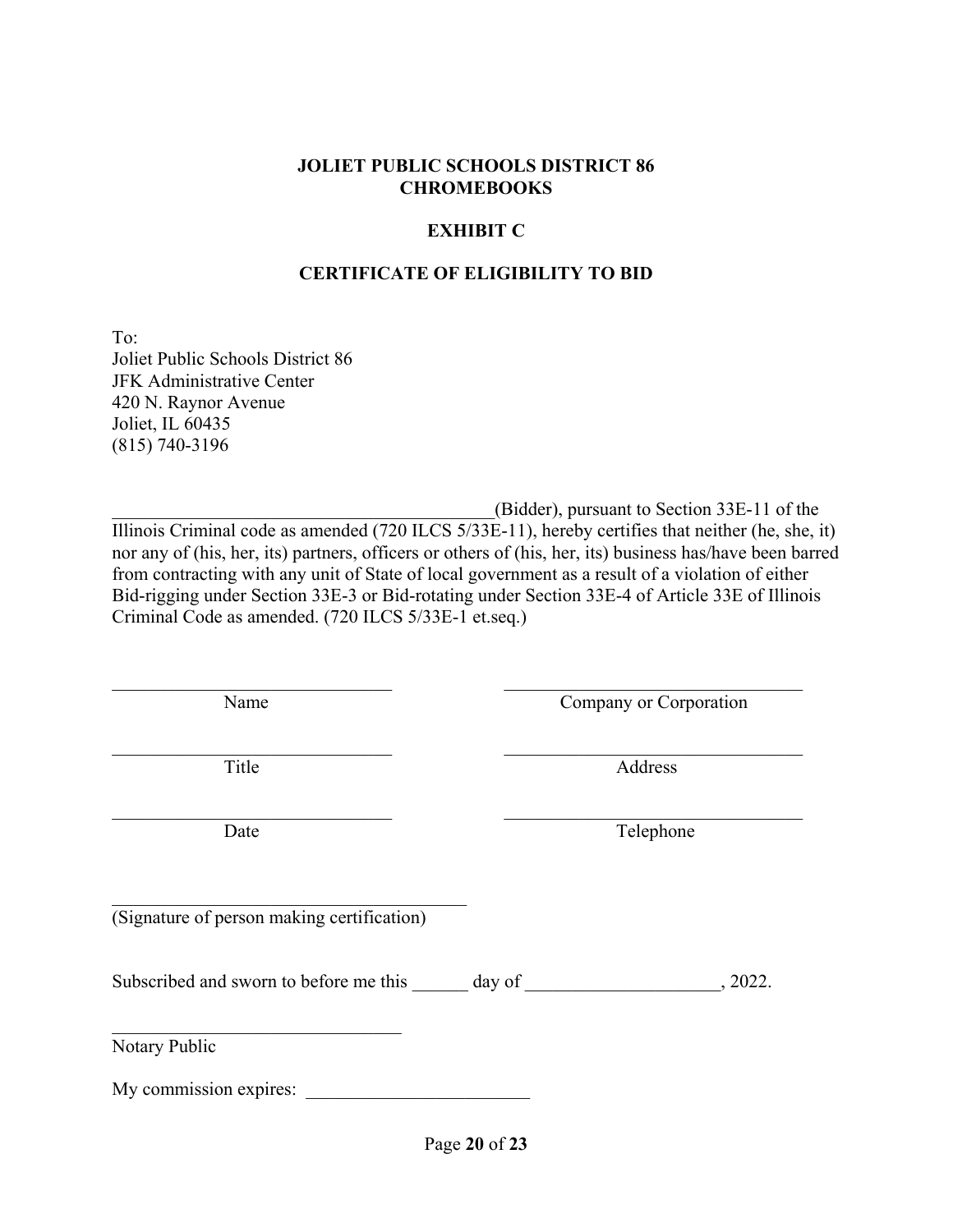**JOLIET PUBLIC SCHOOLS DISTRICT 86**
**CHROMEBOOKS**

**EXHIBIT C**

**CERTIFICATE OF ELIGIBILITY TO BID**

To:
Joliet Public Schools District 86
JFK Administrative Center
420 N. Raynor Avenue
Joliet, IL 60435
(815) 740-3196

___________________________________________(Bidder), pursuant to Section 33E-11 of the Illinois Criminal code as amended (720 ILCS 5/33E-11), hereby certifies that neither (he, she, it) nor any of (his, her, its) partners, officers or others of (his, her, its) business has/have been barred from contracting with any unit of State of local government as a result of a violation of either Bid-rigging under Section 33E-3 or Bid-rotating under Section 33E-4 of Article 33E of Illinois Criminal Code as amended. (720 ILCS 5/33E-1 et.seq.)

| | |
|---|---|
| ________________________________ | ________________________________ |
| Name | Company or Corporation |
| ________________________________ | ________________________________ |
| Title | Address |
| ________________________________ | ________________________________ |
| Date | Telephone |

_______________________________________
(Signature of person making certification)

Subscribed and sworn to before me this ______ day of ____________________, 2022.

________________________________
Notary Public

My commission expires: ________________________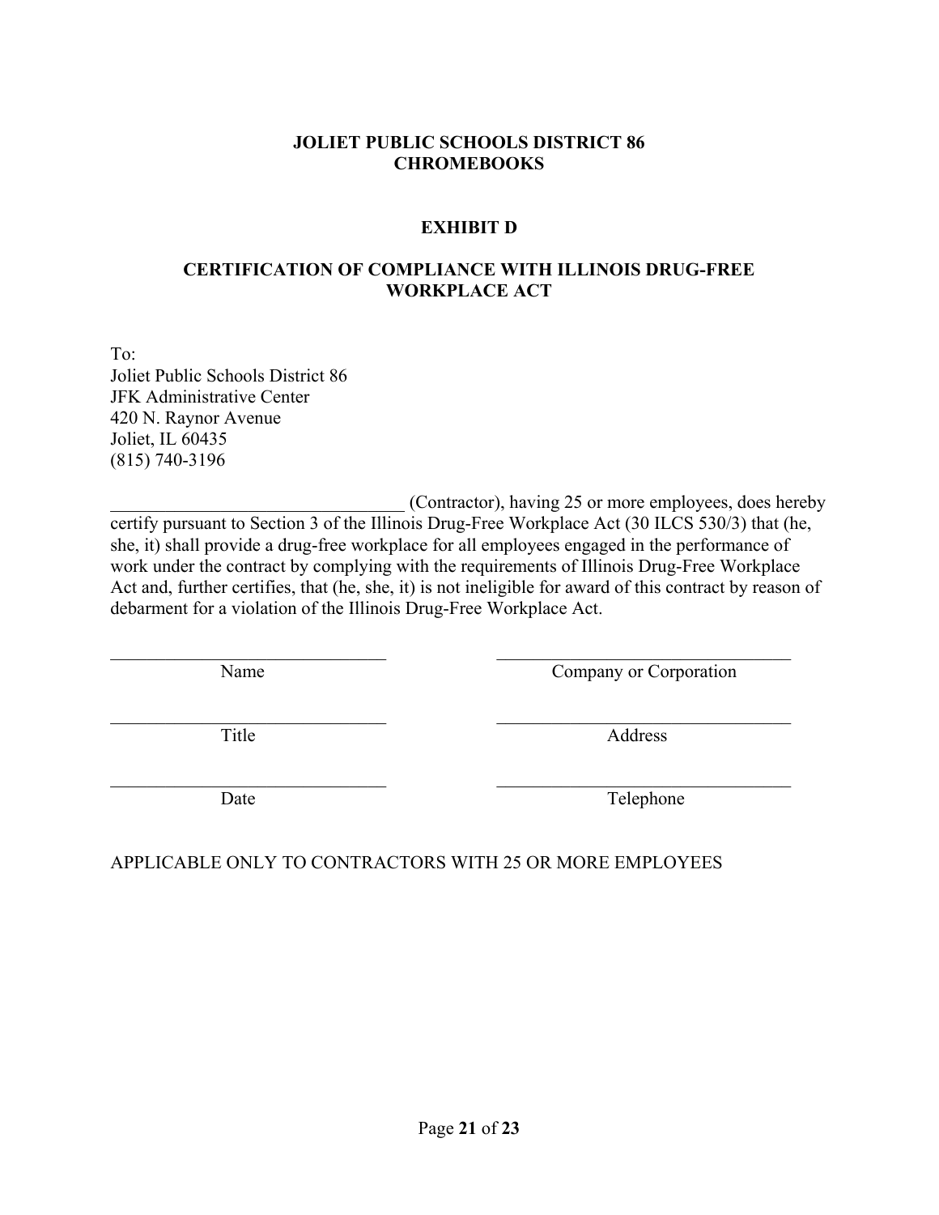**JOLIET PUBLIC SCHOOLS DISTRICT 86**
**CHROMEBOOKS**

**EXHIBIT D**

**CERTIFICATION OF COMPLIANCE WITH ILLINOIS DRUG-FREE WORKPLACE ACT**

To:
Joliet Public Schools District 86
JFK Administrative Center
420 N. Raynor Avenue
Joliet, IL 60435
(815) 740-3196

________________________________ (Contractor), having 25 or more employees, does hereby certify pursuant to Section 3 of the Illinois Drug-Free Workplace Act (30 ILCS 530/3) that (he, she, it) shall provide a drug-free workplace for all employees engaged in the performance of work under the contract by complying with the requirements of Illinois Drug-Free Workplace Act and, further certifies, that (he, she, it) is not ineligible for award of this contract by reason of debarment for a violation of the Illinois Drug-Free Workplace Act.

| | |
|---|---|
| ______________________________ Name | ______________________________ Company or Corporation |
| ______________________________ Title | ______________________________ Address |
| ______________________________ Date | ______________________________ Telephone |

APPLICABLE ONLY TO CONTRACTORS WITH 25 OR MORE EMPLOYEES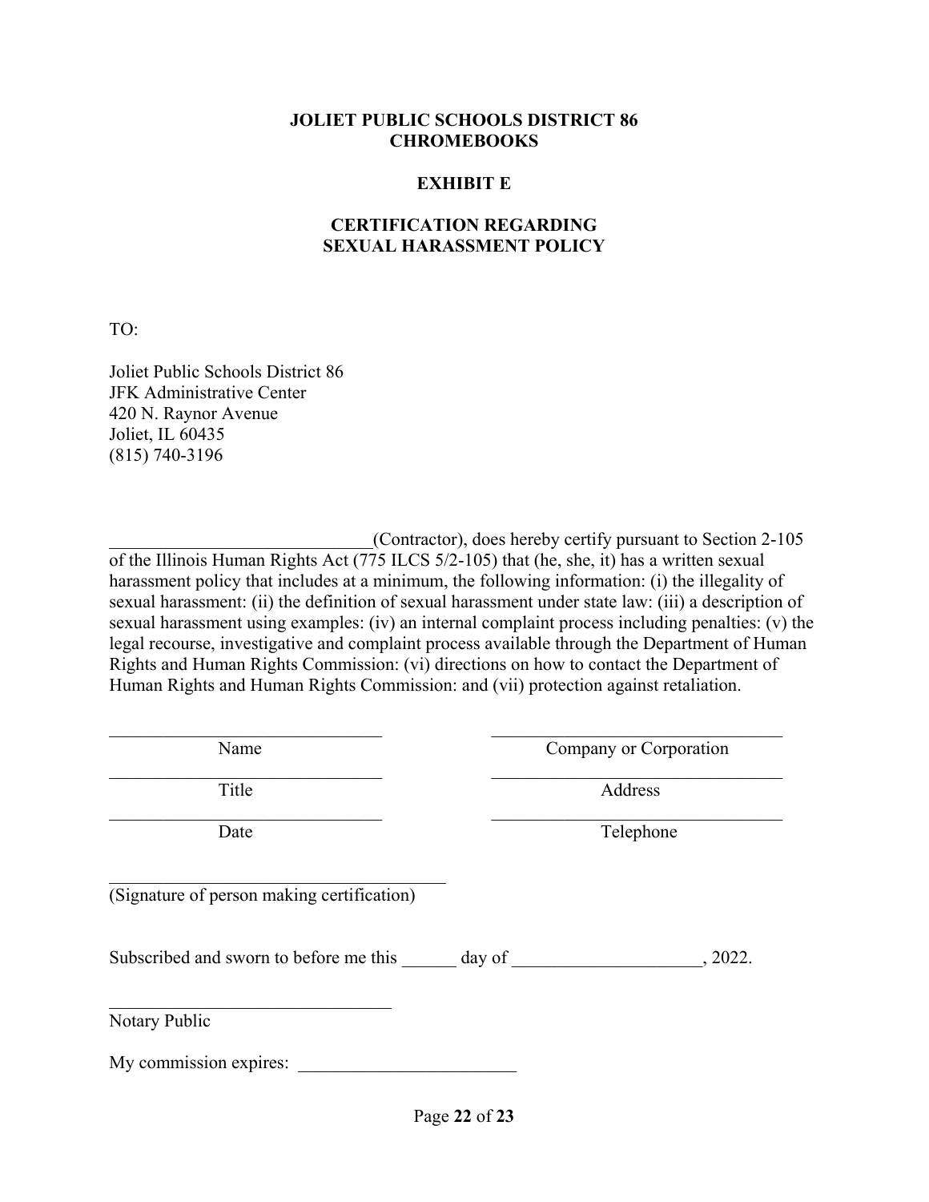**JOLIET PUBLIC SCHOOLS DISTRICT 86**
**CHROMEBOOKS**

**EXHIBIT E**

**CERTIFICATION REGARDING**
**SEXUAL HARASSMENT POLICY**

TO:

Joliet Public Schools District 86
JFK Administrative Center
420 N. Raynor Avenue
Joliet, IL 60435
(815) 740-3196

____________________________(Contractor), does hereby certify pursuant to Section 2-105 of the Illinois Human Rights Act (775 ILCS 5/2-105) that (he, she, it) has a written sexual harassment policy that includes at a minimum, the following information: (i) the illegality of sexual harassment: (ii) the definition of sexual harassment under state law: (iii) a description of sexual harassment using examples: (iv) an internal complaint process including penalties: (v) the legal recourse, investigative and complaint process available through the Department of Human Rights and Human Rights Commission: (vi) directions on how to contact the Department of Human Rights and Human Rights Commission: and (vii) protection against retaliation.

| | |
|---|---|
| ______________________________ | ______________________________ |
| Name | Company or Corporation |
| ______________________________ | ______________________________ |
| Title | Address |
| ______________________________ | ______________________________ |
| Date | Telephone |

______________________________________
(Signature of person making certification)

Subscribed and sworn to before me this ______ day of ____________________, 2022.

_______________________________
Notary Public

My commission expires: ________________________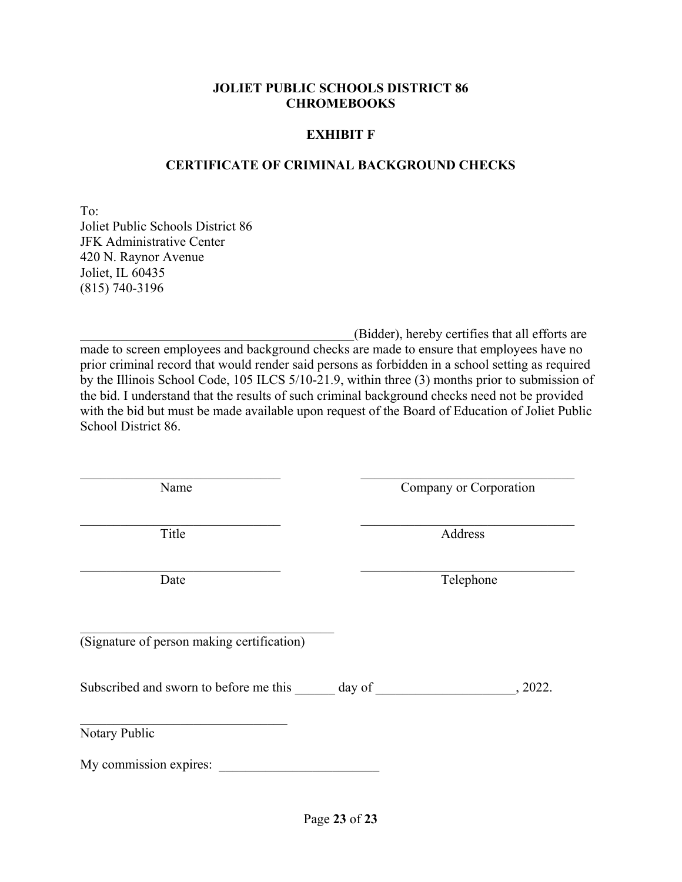**JOLIET PUBLIC SCHOOLS DISTRICT 86**
**CHROMEBOOKS**

**EXHIBIT F**

**CERTIFICATE OF CRIMINAL BACKGROUND CHECKS**

To:
Joliet Public Schools District 86
JFK Administrative Center
420 N. Raynor Avenue
Joliet, IL 60435
(815) 740-3196

__________________________________________(Bidder), hereby certifies that all efforts are made to screen employees and background checks are made to ensure that employees have no prior criminal record that would render said persons as forbidden in a school setting as required by the Illinois School Code, 105 ILCS 5/10-21.9, within three (3) months prior to submission of the bid. I understand that the results of such criminal background checks need not be provided with the bid but must be made available upon request of the Board of Education of Joliet Public School District 86.

| | |
|---|---|
| ______________________________ | ______________________________ |
| Name | Company or Corporation |
| ______________________________ | ______________________________ |
| Title | Address |
| ______________________________ | ______________________________ |
| Date | Telephone |

______________________________________
(Signature of person making certification)

Subscribed and sworn to before me this ______ day of ____________________, 2022.

________________________________
Notary Public

My commission expires: ________________________